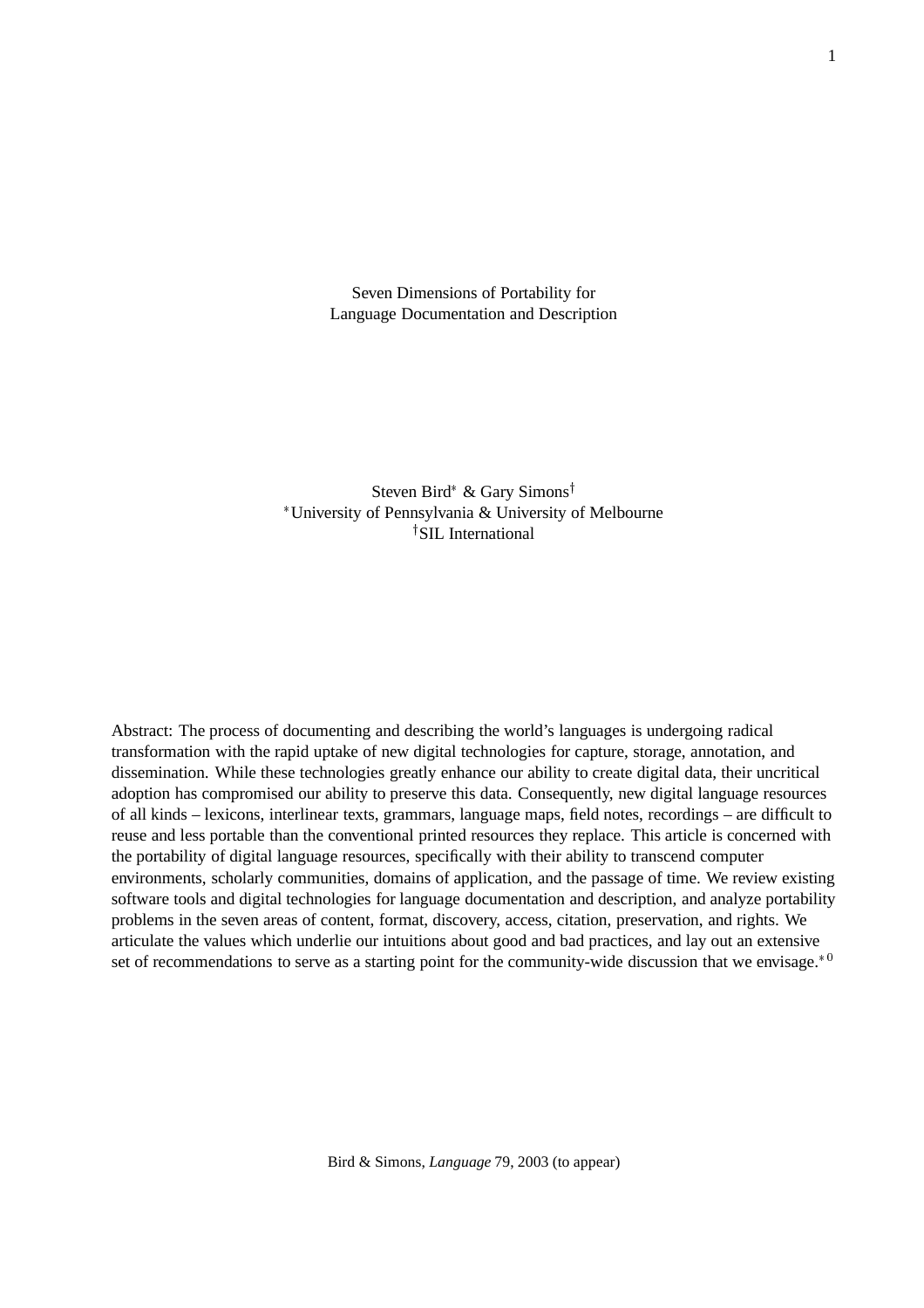# Seven Dimensions of Portability for Language Documentation and Description

Steven Bird[*] & Gary Simons[†]

[*]University of Pennsylvania & University of Melbourne

[†]SIL International

Abstract: The process of documenting and describing the world's languages is undergoing radical transformation with the rapid uptake of new digital technologies for capture, storage, annotation, and dissemination. While these technologies greatly enhance our ability to create digital data, their uncritical adoption has compromised our ability to preserve this data. Consequently, new digital language resources of all kinds – lexicons, interlinear texts, grammars, language maps, field notes, recordings – are difficult to reuse and less portable than the conventional printed resources they replace. This article is concerned with the portability of digital language resources, specifically with their ability to transcend computer environments, scholarly communities, domains of application, and the passage of time. We review existing software tools and digital technologies for language documentation and description, and analyze portability problems in the seven areas of content, format, discovery, access, citation, preservation, and rights. We articulate the values which underlie our intuitions about good and bad practices, and lay out an extensive set of recommendations to serve as a starting point for the community-wide discussion that we envisage.[*0]

Bird & Simons, *Language* 79, 2003 (to appear)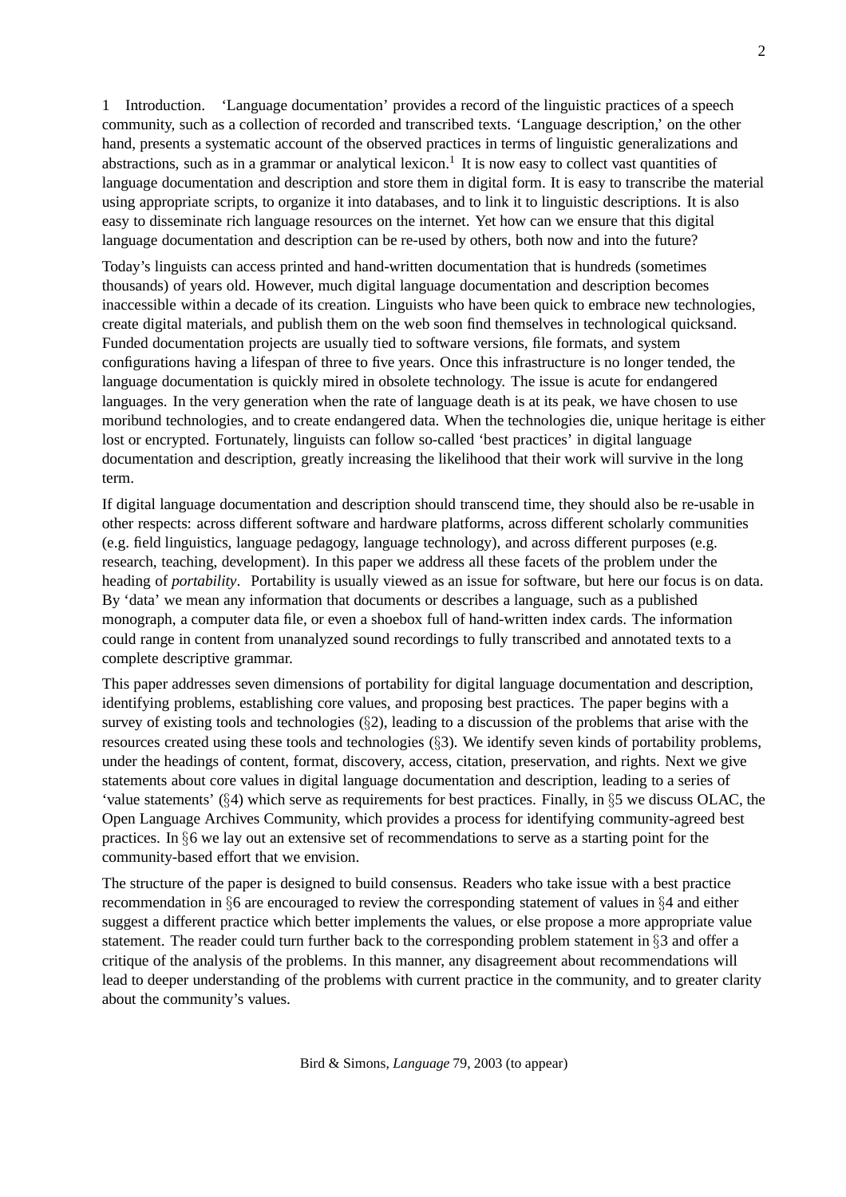## 1 Introduction.

'Language documentation' provides a record of the linguistic practices of a speech community, such as a collection of recorded and transcribed texts. 'Language description,' on the other hand, presents a systematic account of the observed practices in terms of linguistic generalizations and abstractions, such as in a grammar or analytical lexicon.[1] It is now easy to collect vast quantities of language documentation and description and store them in digital form. It is easy to transcribe the material using appropriate scripts, to organize it into databases, and to link it to linguistic descriptions. It is also easy to disseminate rich language resources on the internet. Yet how can we ensure that this digital language documentation and description can be re-used by others, both now and into the future?

Today's linguists can access printed and hand-written documentation that is hundreds (sometimes thousands) of years old. However, much digital language documentation and description becomes inaccessible within a decade of its creation. Linguists who have been quick to embrace new technologies, create digital materials, and publish them on the web soon find themselves in technological quicksand. Funded documentation projects are usually tied to software versions, file formats, and system configurations having a lifespan of three to five years. Once this infrastructure is no longer tended, the language documentation is quickly mired in obsolete technology. The issue is acute for endangered languages. In the very generation when the rate of language death is at its peak, we have chosen to use moribund technologies, and to create endangered data. When the technologies die, unique heritage is either lost or encrypted. Fortunately, linguists can follow so-called 'best practices' in digital language documentation and description, greatly increasing the likelihood that their work will survive in the long term.

If digital language documentation and description should transcend time, they should also be re-usable in other respects: across different software and hardware platforms, across different scholarly communities (e.g. field linguistics, language pedagogy, language technology), and across different purposes (e.g. research, teaching, development). In this paper we address all these facets of the problem under the heading of *portability*. Portability is usually viewed as an issue for software, but here our focus is on data. By 'data' we mean any information that documents or describes a language, such as a published monograph, a computer data file, or even a shoebox full of hand-written index cards. The information could range in content from unanalyzed sound recordings to fully transcribed and annotated texts to a complete descriptive grammar.

This paper addresses seven dimensions of portability for digital language documentation and description, identifying problems, establishing core values, and proposing best practices. The paper begins with a survey of existing tools and technologies (§2), leading to a discussion of the problems that arise with the resources created using these tools and technologies (§3). We identify seven kinds of portability problems, under the headings of content, format, discovery, access, citation, preservation, and rights. Next we give statements about core values in digital language documentation and description, leading to a series of 'value statements' (§4) which serve as requirements for best practices. Finally, in §5 we discuss OLAC, the Open Language Archives Community, which provides a process for identifying community-agreed best practices. In §6 we lay out an extensive set of recommendations to serve as a starting point for the community-based effort that we envision.

The structure of the paper is designed to build consensus. Readers who take issue with a best practice recommendation in §6 are encouraged to review the corresponding statement of values in §4 and either suggest a different practice which better implements the values, or else propose a more appropriate value statement. The reader could turn further back to the corresponding problem statement in §3 and offer a critique of the analysis of the problems. In this manner, any disagreement about recommendations will lead to deeper understanding of the problems with current practice in the community, and to greater clarity about the community's values.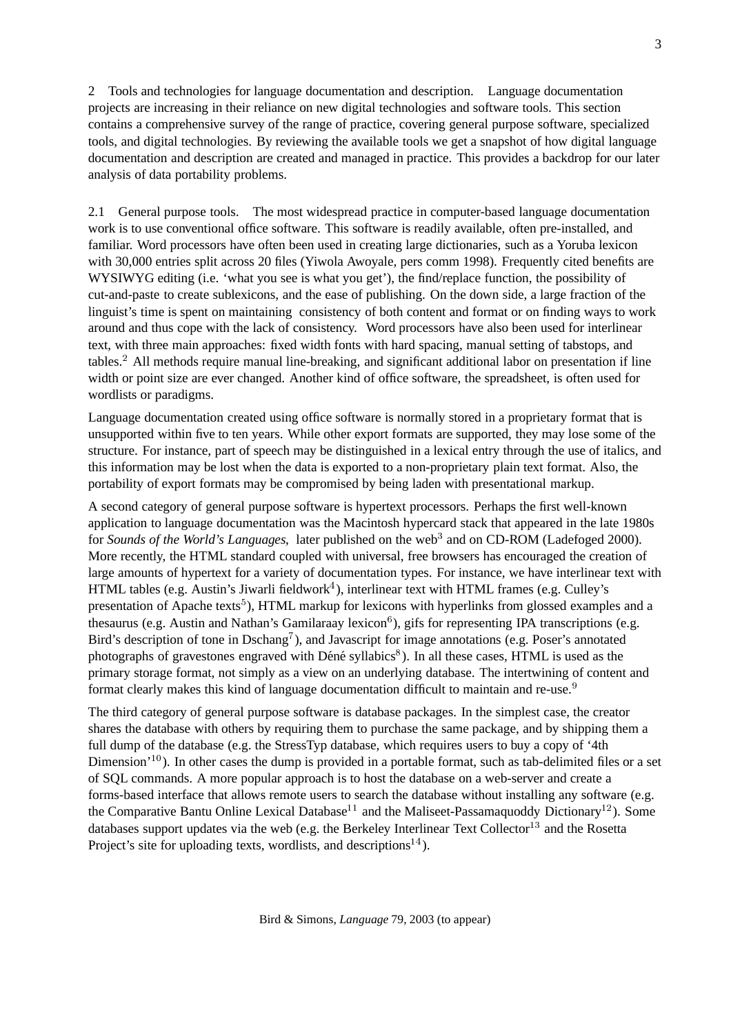2 Tools and technologies for language documentation and description. Language documentation projects are increasing in their reliance on new digital technologies and software tools. This section contains a comprehensive survey of the range of practice, covering general purpose software, specialized tools, and digital technologies. By reviewing the available tools we get a snapshot of how digital language documentation and description are created and managed in practice. This provides a backdrop for our later analysis of data portability problems.

2.1 General purpose tools. The most widespread practice in computer-based language documentation work is to use conventional office software. This software is readily available, often pre-installed, and familiar. Word processors have often been used in creating large dictionaries, such as a Yoruba lexicon with 30,000 entries split across 20 files (Yiwola Awoyale, pers comm 1998). Frequently cited benefits are WYSIWYG editing (i.e. 'what you see is what you get'), the find/replace function, the possibility of cut-and-paste to create sublexicons, and the ease of publishing. On the down side, a large fraction of the linguist's time is spent on maintaining consistency of both content and format or on finding ways to work around and thus cope with the lack of consistency. Word processors have also been used for interlinear text, with three main approaches: fixed width fonts with hard spacing, manual setting of tabstops, and tables.[2] All methods require manual line-breaking, and significant additional labor on presentation if line width or point size are ever changed. Another kind of office software, the spreadsheet, is often used for wordlists or paradigms.

Language documentation created using office software is normally stored in a proprietary format that is unsupported within five to ten years. While other export formats are supported, they may lose some of the structure. For instance, part of speech may be distinguished in a lexical entry through the use of italics, and this information may be lost when the data is exported to a non-proprietary plain text format. Also, the portability of export formats may be compromised by being laden with presentational markup.

A second category of general purpose software is hypertext processors. Perhaps the first well-known application to language documentation was the Macintosh hypercard stack that appeared in the late 1980s for *Sounds of the World's Languages*, later published on the web[3] and on CD-ROM (Ladefoged 2000). More recently, the HTML standard coupled with universal, free browsers has encouraged the creation of large amounts of hypertext for a variety of documentation types. For instance, we have interlinear text with HTML tables (e.g. Austin's Jiwarli fieldwork[4]), interlinear text with HTML frames (e.g. Culley's presentation of Apache texts[5]), HTML markup for lexicons with hyperlinks from glossed examples and a thesaurus (e.g. Austin and Nathan's Gamilaraay lexicon[6]), gifs for representing IPA transcriptions (e.g. Bird's description of tone in Dschang[7]), and Javascript for image annotations (e.g. Poser's annotated photographs of gravestones engraved with Déné syllabics[8]). In all these cases, HTML is used as the primary storage format, not simply as a view on an underlying database. The intertwining of content and format clearly makes this kind of language documentation difficult to maintain and re-use.[9]

The third category of general purpose software is database packages. In the simplest case, the creator shares the database with others by requiring them to purchase the same package, and by shipping them a full dump of the database (e.g. the StressTyp database, which requires users to buy a copy of '4th Dimension'[10]). In other cases the dump is provided in a portable format, such as tab-delimited files or a set of SQL commands. A more popular approach is to host the database on a web-server and create a forms-based interface that allows remote users to search the database without installing any software (e.g. the Comparative Bantu Online Lexical Database[11] and the Maliseet-Passamaquoddy Dictionary[12]). Some databases support updates via the web (e.g. the Berkeley Interlinear Text Collector[13] and the Rosetta Project's site for uploading texts, wordlists, and descriptions[14]).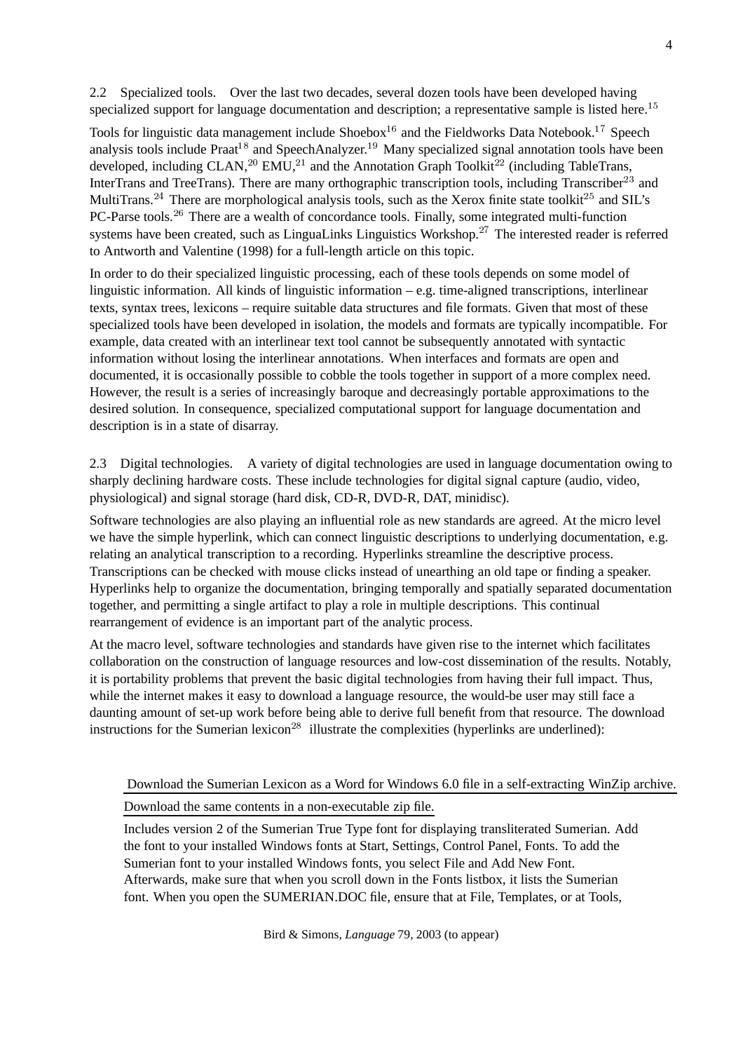2.2 Specialized tools. Over the last two decades, several dozen tools have been developed having specialized support for language documentation and description; a representative sample is listed here.[15]

Tools for linguistic data management include Shoebox[16] and the Fieldworks Data Notebook.[17] Speech analysis tools include Praat[18] and SpeechAnalyzer.[19] Many specialized signal annotation tools have been developed, including CLAN,[20] EMU,[21] and the Annotation Graph Toolkit[22] (including TableTrans, InterTrans and TreeTrans). There are many orthographic transcription tools, including Transcriber[23] and MultiTrans.[24] There are morphological analysis tools, such as the Xerox finite state toolkit[25] and SIL's PC-Parse tools.[26] There are a wealth of concordance tools. Finally, some integrated multi-function systems have been created, such as LinguaLinks Linguistics Workshop.[27] The interested reader is referred to Antworth and Valentine (1998) for a full-length article on this topic.

In order to do their specialized linguistic processing, each of these tools depends on some model of linguistic information. All kinds of linguistic information – e.g. time-aligned transcriptions, interlinear texts, syntax trees, lexicons – require suitable data structures and file formats. Given that most of these specialized tools have been developed in isolation, the models and formats are typically incompatible. For example, data created with an interlinear text tool cannot be subsequently annotated with syntactic information without losing the interlinear annotations. When interfaces and formats are open and documented, it is occasionally possible to cobble the tools together in support of a more complex need. However, the result is a series of increasingly baroque and decreasingly portable approximations to the desired solution. In consequence, specialized computational support for language documentation and description is in a state of disarray.

2.3 Digital technologies. A variety of digital technologies are used in language documentation owing to sharply declining hardware costs. These include technologies for digital signal capture (audio, video, physiological) and signal storage (hard disk, CD-R, DVD-R, DAT, minidisc).

Software technologies are also playing an influential role as new standards are agreed. At the micro level we have the simple hyperlink, which can connect linguistic descriptions to underlying documentation, e.g. relating an analytical transcription to a recording. Hyperlinks streamline the descriptive process. Transcriptions can be checked with mouse clicks instead of unearthing an old tape or finding a speaker. Hyperlinks help to organize the documentation, bringing temporally and spatially separated documentation together, and permitting a single artifact to play a role in multiple descriptions. This continual rearrangement of evidence is an important part of the analytic process.

At the macro level, software technologies and standards have given rise to the internet which facilitates collaboration on the construction of language resources and low-cost dissemination of the results. Notably, it is portability problems that prevent the basic digital technologies from having their full impact. Thus, while the internet makes it easy to download a language resource, the would-be user may still face a daunting amount of set-up work before being able to derive full benefit from that resource. The download instructions for the Sumerian lexicon[28] illustrate the complexities (hyperlinks are underlined):

> Download the Sumerian Lexicon as a Word for Windows 6.0 file in a self-extracting WinZip archive.
>
> Download the same contents in a non-executable zip file.
>
> Includes version 2 of the Sumerian True Type font for displaying transliterated Sumerian. Add the font to your installed Windows fonts at Start, Settings, Control Panel, Fonts. To add the Sumerian font to your installed Windows fonts, you select File and Add New Font. Afterwards, make sure that when you scroll down in the Fonts listbox, it lists the Sumerian font. When you open the SUMERIAN.DOC file, ensure that at File, Templates, or at Tools,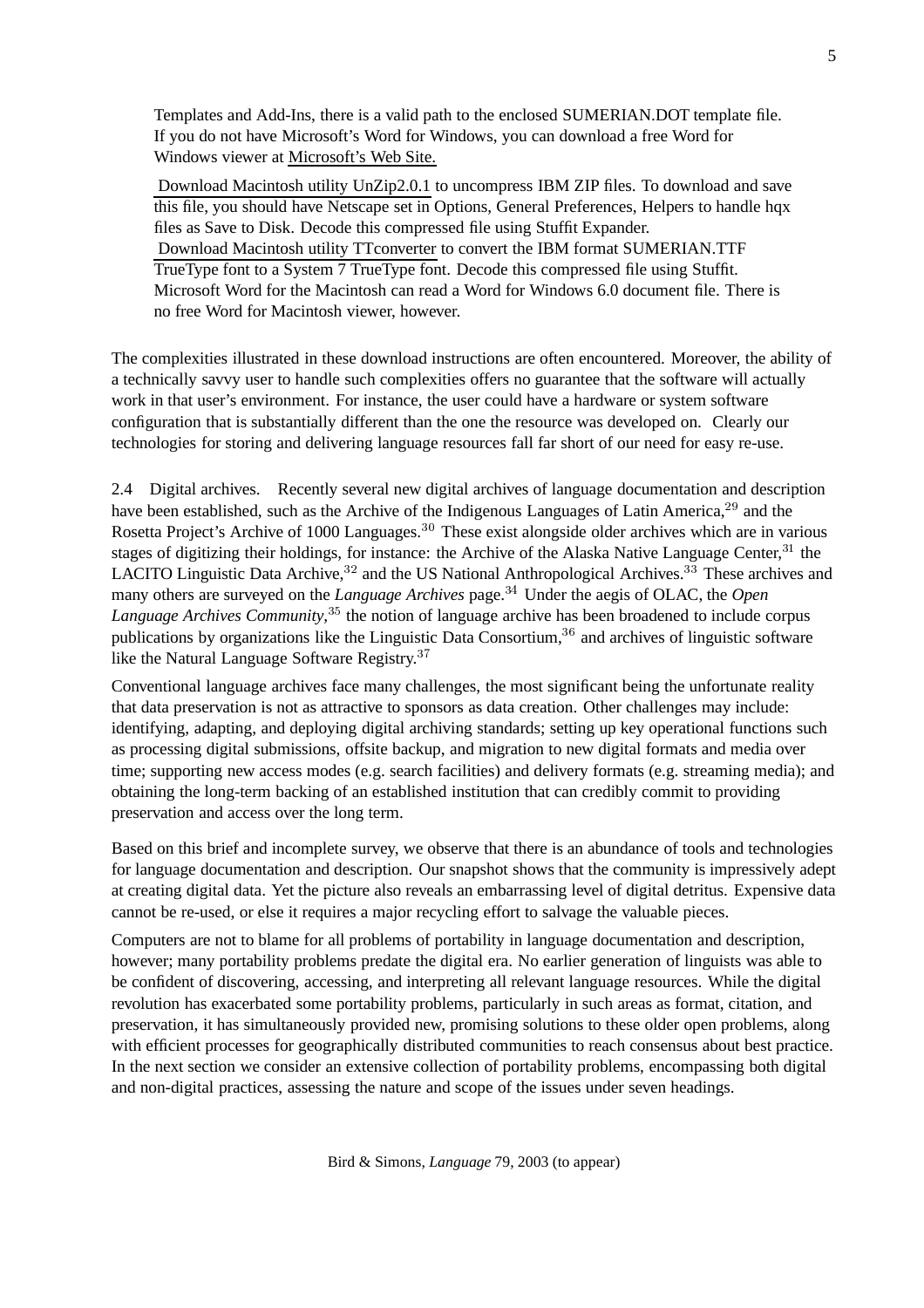> Templates and Add-Ins, there is a valid path to the enclosed SUMERIAN.DOT template file. If you do not have Microsoft's Word for Windows, you can download a free Word for Windows viewer at Microsoft's Web Site.
>
> Download Macintosh utility UnZip2.0.1 to uncompress IBM ZIP files. To download and save this file, you should have Netscape set in Options, General Preferences, Helpers to handle hqx files as Save to Disk. Decode this compressed file using Stuffit Expander.
> Download Macintosh utility TTconverter to convert the IBM format SUMERIAN.TTF TrueType font to a System 7 TrueType font. Decode this compressed file using Stuffit. Microsoft Word for the Macintosh can read a Word for Windows 6.0 document file. There is no free Word for Macintosh viewer, however.

The complexities illustrated in these download instructions are often encountered. Moreover, the ability of a technically savvy user to handle such complexities offers no guarantee that the software will actually work in that user's environment. For instance, the user could have a hardware or system software configuration that is substantially different than the one the resource was developed on. Clearly our technologies for storing and delivering language resources fall far short of our need for easy re-use.

2.4 Digital archives. Recently several new digital archives of language documentation and description have been established, such as the Archive of the Indigenous Languages of Latin America,[29] and the Rosetta Project's Archive of 1000 Languages.[30] These exist alongside older archives which are in various stages of digitizing their holdings, for instance: the Archive of the Alaska Native Language Center,[31] the LACITO Linguistic Data Archive,[32] and the US National Anthropological Archives.[33] These archives and many others are surveyed on the *Language Archives* page.[34] Under the aegis of OLAC, the *Open Language Archives Community*,[35] the notion of language archive has been broadened to include corpus publications by organizations like the Linguistic Data Consortium,[36] and archives of linguistic software like the Natural Language Software Registry.[37]

Conventional language archives face many challenges, the most significant being the unfortunate reality that data preservation is not as attractive to sponsors as data creation. Other challenges may include: identifying, adapting, and deploying digital archiving standards; setting up key operational functions such as processing digital submissions, offsite backup, and migration to new digital formats and media over time; supporting new access modes (e.g. search facilities) and delivery formats (e.g. streaming media); and obtaining the long-term backing of an established institution that can credibly commit to providing preservation and access over the long term.

Based on this brief and incomplete survey, we observe that there is an abundance of tools and technologies for language documentation and description. Our snapshot shows that the community is impressively adept at creating digital data. Yet the picture also reveals an embarrassing level of digital detritus. Expensive data cannot be re-used, or else it requires a major recycling effort to salvage the valuable pieces.

Computers are not to blame for all problems of portability in language documentation and description, however; many portability problems predate the digital era. No earlier generation of linguists was able to be confident of discovering, accessing, and interpreting all relevant language resources. While the digital revolution has exacerbated some portability problems, particularly in such areas as format, citation, and preservation, it has simultaneously provided new, promising solutions to these older open problems, along with efficient processes for geographically distributed communities to reach consensus about best practice. In the next section we consider an extensive collection of portability problems, encompassing both digital and non-digital practices, assessing the nature and scope of the issues under seven headings.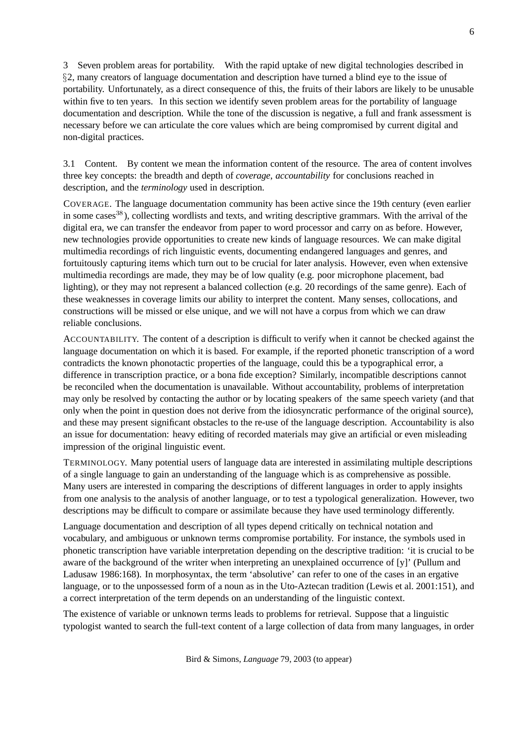## 3 Seven problem areas for portability.

With the rapid uptake of new digital technologies described in §2, many creators of language documentation and description have turned a blind eye to the issue of portability. Unfortunately, as a direct consequence of this, the fruits of their labors are likely to be unusable within five to ten years. In this section we identify seven problem areas for the portability of language documentation and description. While the tone of the discussion is negative, a full and frank assessment is necessary before we can articulate the core values which are being compromised by current digital and non-digital practices.

### 3.1 Content.

By content we mean the information content of the resource. The area of content involves three key concepts: the breadth and depth of *coverage*, *accountability* for conclusions reached in description, and the *terminology* used in description.

COVERAGE. The language documentation community has been active since the 19th century (even earlier in some cases[38]), collecting wordlists and texts, and writing descriptive grammars. With the arrival of the digital era, we can transfer the endeavor from paper to word processor and carry on as before. However, new technologies provide opportunities to create new kinds of language resources. We can make digital multimedia recordings of rich linguistic events, documenting endangered languages and genres, and fortuitously capturing items which turn out to be crucial for later analysis. However, even when extensive multimedia recordings are made, they may be of low quality (e.g. poor microphone placement, bad lighting), or they may not represent a balanced collection (e.g. 20 recordings of the same genre). Each of these weaknesses in coverage limits our ability to interpret the content. Many senses, collocations, and constructions will be missed or else unique, and we will not have a corpus from which we can draw reliable conclusions.

ACCOUNTABILITY. The content of a description is difficult to verify when it cannot be checked against the language documentation on which it is based. For example, if the reported phonetic transcription of a word contradicts the known phonotactic properties of the language, could this be a typographical error, a difference in transcription practice, or a bona fide exception? Similarly, incompatible descriptions cannot be reconciled when the documentation is unavailable. Without accountability, problems of interpretation may only be resolved by contacting the author or by locating speakers of the same speech variety (and that only when the point in question does not derive from the idiosyncratic performance of the original source), and these may present significant obstacles to the re-use of the language description. Accountability is also an issue for documentation: heavy editing of recorded materials may give an artificial or even misleading impression of the original linguistic event.

TERMINOLOGY. Many potential users of language data are interested in assimilating multiple descriptions of a single language to gain an understanding of the language which is as comprehensive as possible. Many users are interested in comparing the descriptions of different languages in order to apply insights from one analysis to the analysis of another language, or to test a typological generalization. However, two descriptions may be difficult to compare or assimilate because they have used terminology differently.

Language documentation and description of all types depend critically on technical notation and vocabulary, and ambiguous or unknown terms compromise portability. For instance, the symbols used in phonetic transcription have variable interpretation depending on the descriptive tradition: 'it is crucial to be aware of the background of the writer when interpreting an unexplained occurrence of [y]' (Pullum and Ladusaw 1986:168). In morphosyntax, the term 'absolutive' can refer to one of the cases in an ergative language, or to the unpossessed form of a noun as in the Uto-Aztecan tradition (Lewis et al. 2001:151), and a correct interpretation of the term depends on an understanding of the linguistic context.

The existence of variable or unknown terms leads to problems for retrieval. Suppose that a linguistic typologist wanted to search the full-text content of a large collection of data from many languages, in order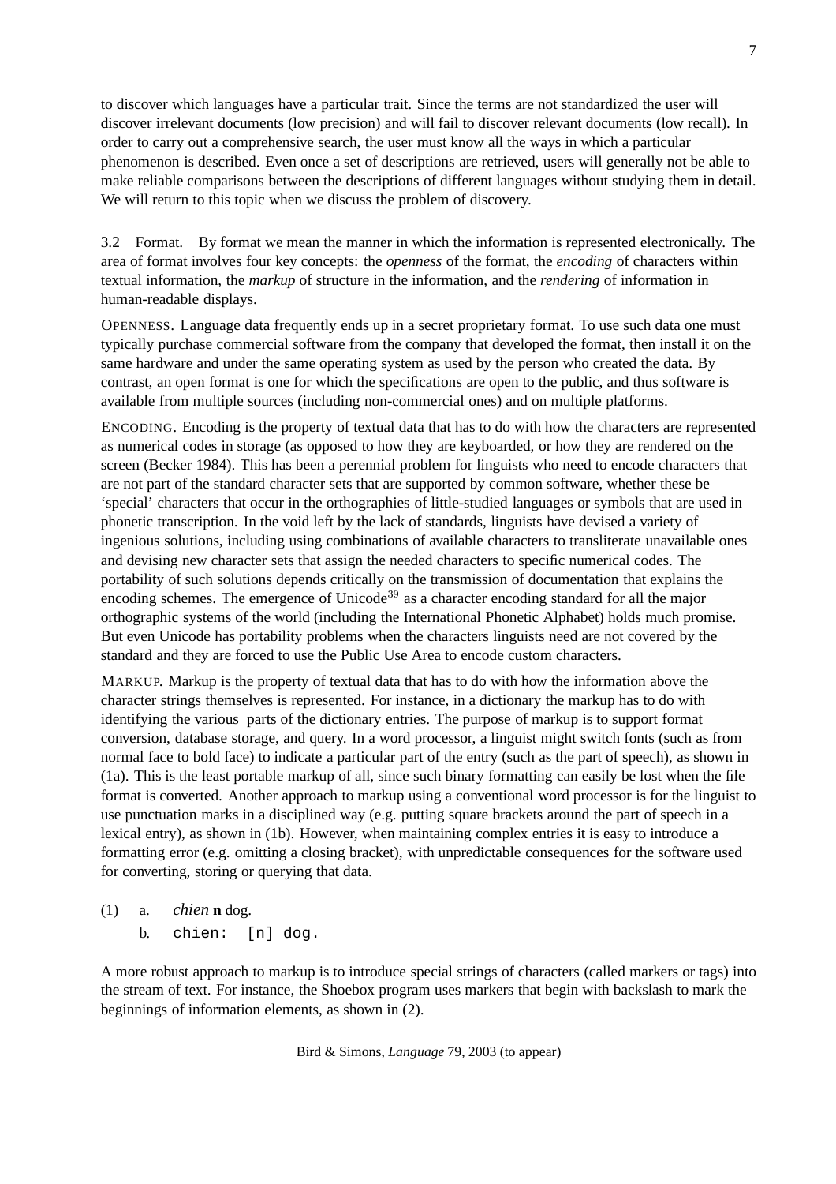to discover which languages have a particular trait. Since the terms are not standardized the user will discover irrelevant documents (low precision) and will fail to discover relevant documents (low recall). In order to carry out a comprehensive search, the user must know all the ways in which a particular phenomenon is described. Even once a set of descriptions are retrieved, users will generally not be able to make reliable comparisons between the descriptions of different languages without studying them in detail. We will return to this topic when we discuss the problem of discovery.

3.2 Format. By format we mean the manner in which the information is represented electronically. The area of format involves four key concepts: the *openness* of the format, the *encoding* of characters within textual information, the *markup* of structure in the information, and the *rendering* of information in human-readable displays.

OPENNESS. Language data frequently ends up in a secret proprietary format. To use such data one must typically purchase commercial software from the company that developed the format, then install it on the same hardware and under the same operating system as used by the person who created the data. By contrast, an open format is one for which the specifications are open to the public, and thus software is available from multiple sources (including non-commercial ones) and on multiple platforms.

ENCODING. Encoding is the property of textual data that has to do with how the characters are represented as numerical codes in storage (as opposed to how they are keyboarded, or how they are rendered on the screen (Becker 1984). This has been a perennial problem for linguists who need to encode characters that are not part of the standard character sets that are supported by common software, whether these be 'special' characters that occur in the orthographies of little-studied languages or symbols that are used in phonetic transcription. In the void left by the lack of standards, linguists have devised a variety of ingenious solutions, including using combinations of available characters to transliterate unavailable ones and devising new character sets that assign the needed characters to specific numerical codes. The portability of such solutions depends critically on the transmission of documentation that explains the encoding schemes. The emergence of Unicode[39] as a character encoding standard for all the major orthographic systems of the world (including the International Phonetic Alphabet) holds much promise. But even Unicode has portability problems when the characters linguists need are not covered by the standard and they are forced to use the Public Use Area to encode custom characters.

MARKUP. Markup is the property of textual data that has to do with how the information above the character strings themselves is represented. For instance, in a dictionary the markup has to do with identifying the various parts of the dictionary entries. The purpose of markup is to support format conversion, database storage, and query. In a word processor, a linguist might switch fonts (such as from normal face to bold face) to indicate a particular part of the entry (such as the part of speech), as shown in (1a). This is the least portable markup of all, since such binary formatting can easily be lost when the file format is converted. Another approach to markup using a conventional word processor is for the linguist to use punctuation marks in a disciplined way (e.g. putting square brackets around the part of speech in a lexical entry), as shown in (1b). However, when maintaining complex entries it is easy to introduce a formatting error (e.g. omitting a closing bracket), with unpredictable consequences for the software used for converting, storing or querying that data.

(1) a. *chien* **n** dog.

b. `chien: [n] dog.`

A more robust approach to markup is to introduce special strings of characters (called markers or tags) into the stream of text. For instance, the Shoebox program uses markers that begin with backslash to mark the beginnings of information elements, as shown in (2).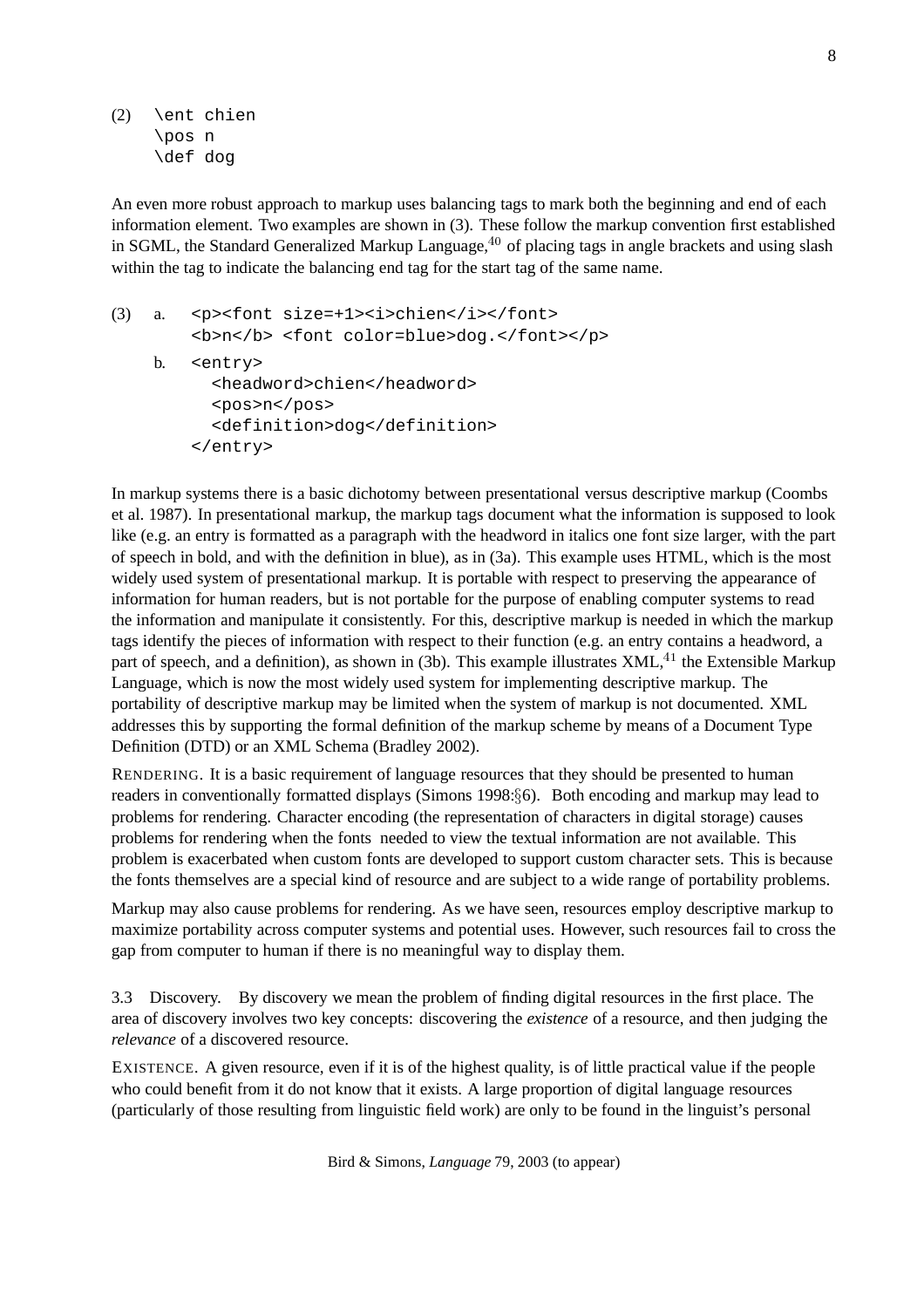(2)
```
\ent chien
\pos n
\def dog
```

An even more robust approach to markup uses balancing tags to mark both the beginning and end of each information element. Two examples are shown in (3). These follow the markup convention first established in SGML, the Standard Generalized Markup Language,[40] of placing tags in angle brackets and using slash within the tag to indicate the balancing end tag for the start tag of the same name.

(3) a.
```
<p><font size=+1><i>chien</i></font>
<b>n</b> <font color=blue>dog.</font></p>
```

b.
```
<entry>
  <headword>chien</headword>
  <pos>n</pos>
  <definition>dog</definition>
</entry>
```

In markup systems there is a basic dichotomy between presentational versus descriptive markup (Coombs et al. 1987). In presentational markup, the markup tags document what the information is supposed to look like (e.g. an entry is formatted as a paragraph with the headword in italics one font size larger, with the part of speech in bold, and with the definition in blue), as in (3a). This example uses HTML, which is the most widely used system of presentational markup. It is portable with respect to preserving the appearance of information for human readers, but is not portable for the purpose of enabling computer systems to read the information and manipulate it consistently. For this, descriptive markup is needed in which the markup tags identify the pieces of information with respect to their function (e.g. an entry contains a headword, a part of speech, and a definition), as shown in (3b). This example illustrates XML,[41] the Extensible Markup Language, which is now the most widely used system for implementing descriptive markup. The portability of descriptive markup may be limited when the system of markup is not documented. XML addresses this by supporting the formal definition of the markup scheme by means of a Document Type Definition (DTD) or an XML Schema (Bradley 2002).

RENDERING. It is a basic requirement of language resources that they should be presented to human readers in conventionally formatted displays (Simons 1998:§6). Both encoding and markup may lead to problems for rendering. Character encoding (the representation of characters in digital storage) causes problems for rendering when the fonts needed to view the textual information are not available. This problem is exacerbated when custom fonts are developed to support custom character sets. This is because the fonts themselves are a special kind of resource and are subject to a wide range of portability problems.

Markup may also cause problems for rendering. As we have seen, resources employ descriptive markup to maximize portability across computer systems and potential uses. However, such resources fail to cross the gap from computer to human if there is no meaningful way to display them.

3.3 Discovery. By discovery we mean the problem of finding digital resources in the first place. The area of discovery involves two key concepts: discovering the *existence* of a resource, and then judging the *relevance* of a discovered resource.

EXISTENCE. A given resource, even if it is of the highest quality, is of little practical value if the people who could benefit from it do not know that it exists. A large proportion of digital language resources (particularly of those resulting from linguistic field work) are only to be found in the linguist's personal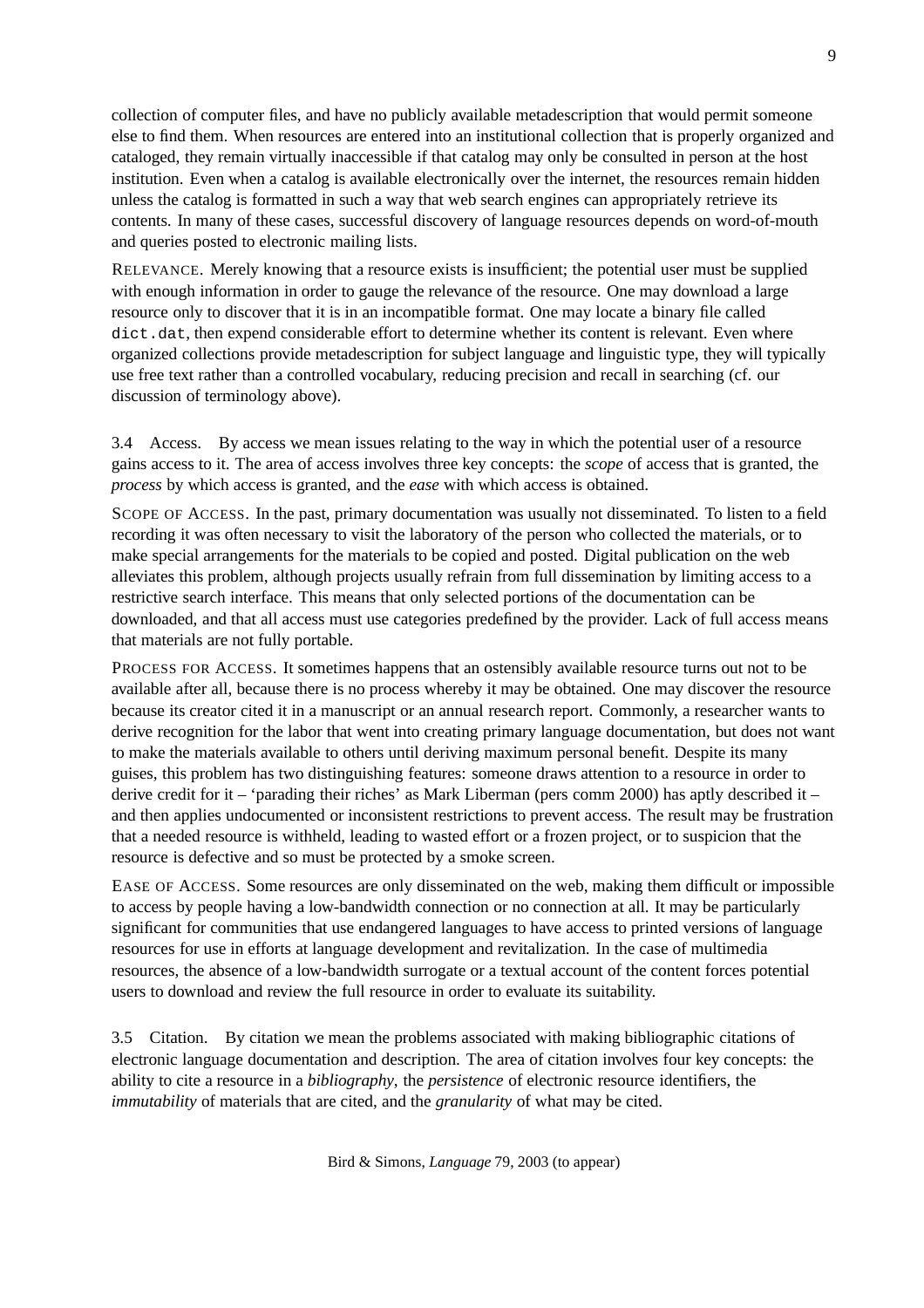collection of computer files, and have no publicly available metadescription that would permit someone else to find them. When resources are entered into an institutional collection that is properly organized and cataloged, they remain virtually inaccessible if that catalog may only be consulted in person at the host institution. Even when a catalog is available electronically over the internet, the resources remain hidden unless the catalog is formatted in such a way that web search engines can appropriately retrieve its contents. In many of these cases, successful discovery of language resources depends on word-of-mouth and queries posted to electronic mailing lists.

RELEVANCE. Merely knowing that a resource exists is insufficient; the potential user must be supplied with enough information in order to gauge the relevance of the resource. One may download a large resource only to discover that it is in an incompatible format. One may locate a binary file called `dict.dat`, then expend considerable effort to determine whether its content is relevant. Even where organized collections provide metadescription for subject language and linguistic type, they will typically use free text rather than a controlled vocabulary, reducing precision and recall in searching (cf. our discussion of terminology above).

### 3.4 Access.

By access we mean issues relating to the way in which the potential user of a resource gains access to it. The area of access involves three key concepts: the *scope* of access that is granted, the *process* by which access is granted, and the *ease* with which access is obtained.

SCOPE OF ACCESS. In the past, primary documentation was usually not disseminated. To listen to a field recording it was often necessary to visit the laboratory of the person who collected the materials, or to make special arrangements for the materials to be copied and posted. Digital publication on the web alleviates this problem, although projects usually refrain from full dissemination by limiting access to a restrictive search interface. This means that only selected portions of the documentation can be downloaded, and that all access must use categories predefined by the provider. Lack of full access means that materials are not fully portable.

PROCESS FOR ACCESS. It sometimes happens that an ostensibly available resource turns out not to be available after all, because there is no process whereby it may be obtained. One may discover the resource because its creator cited it in a manuscript or an annual research report. Commonly, a researcher wants to derive recognition for the labor that went into creating primary language documentation, but does not want to make the materials available to others until deriving maximum personal benefit. Despite its many guises, this problem has two distinguishing features: someone draws attention to a resource in order to derive credit for it – 'parading their riches' as Mark Liberman (pers comm 2000) has aptly described it – and then applies undocumented or inconsistent restrictions to prevent access. The result may be frustration that a needed resource is withheld, leading to wasted effort or a frozen project, or to suspicion that the resource is defective and so must be protected by a smoke screen.

EASE OF ACCESS. Some resources are only disseminated on the web, making them difficult or impossible to access by people having a low-bandwidth connection or no connection at all. It may be particularly significant for communities that use endangered languages to have access to printed versions of language resources for use in efforts at language development and revitalization. In the case of multimedia resources, the absence of a low-bandwidth surrogate or a textual account of the content forces potential users to download and review the full resource in order to evaluate its suitability.

### 3.5 Citation.

By citation we mean the problems associated with making bibliographic citations of electronic language documentation and description. The area of citation involves four key concepts: the ability to cite a resource in a *bibliography*, the *persistence* of electronic resource identifiers, the *immutability* of materials that are cited, and the *granularity* of what may be cited.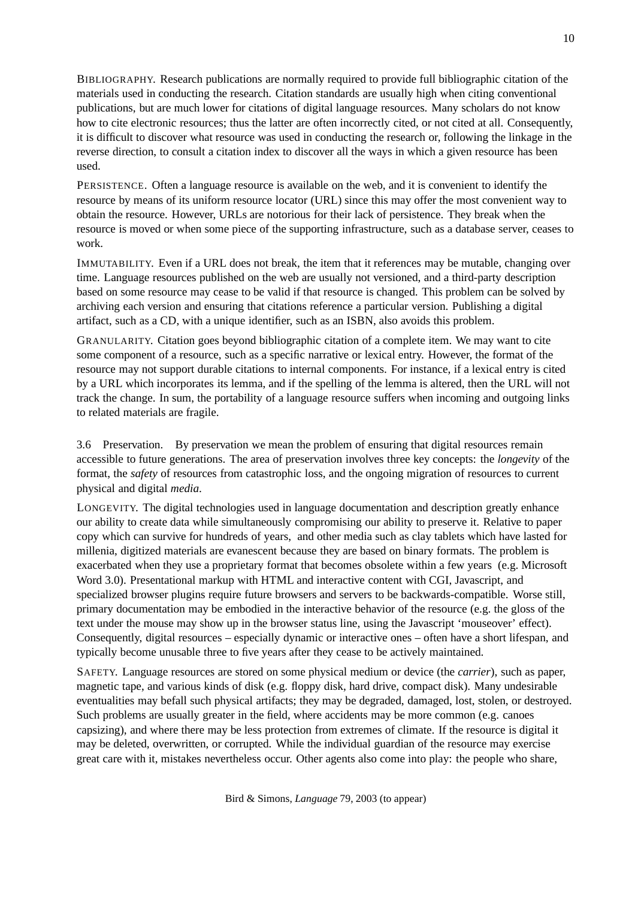BIBLIOGRAPHY. Research publications are normally required to provide full bibliographic citation of the materials used in conducting the research. Citation standards are usually high when citing conventional publications, but are much lower for citations of digital language resources. Many scholars do not know how to cite electronic resources; thus the latter are often incorrectly cited, or not cited at all. Consequently, it is difficult to discover what resource was used in conducting the research or, following the linkage in the reverse direction, to consult a citation index to discover all the ways in which a given resource has been used.

PERSISTENCE. Often a language resource is available on the web, and it is convenient to identify the resource by means of its uniform resource locator (URL) since this may offer the most convenient way to obtain the resource. However, URLs are notorious for their lack of persistence. They break when the resource is moved or when some piece of the supporting infrastructure, such as a database server, ceases to work.

IMMUTABILITY. Even if a URL does not break, the item that it references may be mutable, changing over time. Language resources published on the web are usually not versioned, and a third-party description based on some resource may cease to be valid if that resource is changed. This problem can be solved by archiving each version and ensuring that citations reference a particular version. Publishing a digital artifact, such as a CD, with a unique identifier, such as an ISBN, also avoids this problem.

GRANULARITY. Citation goes beyond bibliographic citation of a complete item. We may want to cite some component of a resource, such as a specific narrative or lexical entry. However, the format of the resource may not support durable citations to internal components. For instance, if a lexical entry is cited by a URL which incorporates its lemma, and if the spelling of the lemma is altered, then the URL will not track the change. In sum, the portability of a language resource suffers when incoming and outgoing links to related materials are fragile.

3.6 Preservation. By preservation we mean the problem of ensuring that digital resources remain accessible to future generations. The area of preservation involves three key concepts: the *longevity* of the format, the *safety* of resources from catastrophic loss, and the ongoing migration of resources to current physical and digital *media*.

LONGEVITY. The digital technologies used in language documentation and description greatly enhance our ability to create data while simultaneously compromising our ability to preserve it. Relative to paper copy which can survive for hundreds of years, and other media such as clay tablets which have lasted for millenia, digitized materials are evanescent because they are based on binary formats. The problem is exacerbated when they use a proprietary format that becomes obsolete within a few years (e.g. Microsoft Word 3.0). Presentational markup with HTML and interactive content with CGI, Javascript, and specialized browser plugins require future browsers and servers to be backwards-compatible. Worse still, primary documentation may be embodied in the interactive behavior of the resource (e.g. the gloss of the text under the mouse may show up in the browser status line, using the Javascript 'mouseover' effect). Consequently, digital resources – especially dynamic or interactive ones – often have a short lifespan, and typically become unusable three to five years after they cease to be actively maintained.

SAFETY. Language resources are stored on some physical medium or device (the *carrier*), such as paper, magnetic tape, and various kinds of disk (e.g. floppy disk, hard drive, compact disk). Many undesirable eventualities may befall such physical artifacts; they may be degraded, damaged, lost, stolen, or destroyed. Such problems are usually greater in the field, where accidents may be more common (e.g. canoes capsizing), and where there may be less protection from extremes of climate. If the resource is digital it may be deleted, overwritten, or corrupted. While the individual guardian of the resource may exercise great care with it, mistakes nevertheless occur. Other agents also come into play: the people who share,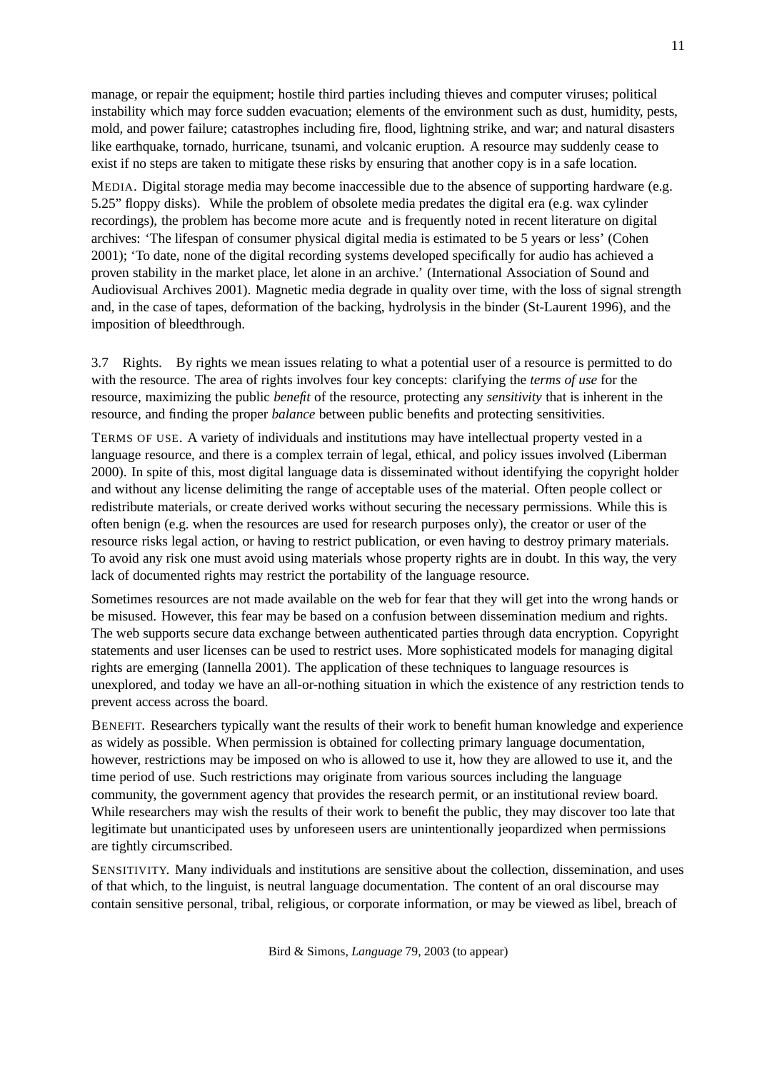manage, or repair the equipment; hostile third parties including thieves and computer viruses; political instability which may force sudden evacuation; elements of the environment such as dust, humidity, pests, mold, and power failure; catastrophes including fire, flood, lightning strike, and war; and natural disasters like earthquake, tornado, hurricane, tsunami, and volcanic eruption. A resource may suddenly cease to exist if no steps are taken to mitigate these risks by ensuring that another copy is in a safe location.

MEDIA. Digital storage media may become inaccessible due to the absence of supporting hardware (e.g. 5.25" floppy disks). While the problem of obsolete media predates the digital era (e.g. wax cylinder recordings), the problem has become more acute and is frequently noted in recent literature on digital archives: 'The lifespan of consumer physical digital media is estimated to be 5 years or less' (Cohen 2001); 'To date, none of the digital recording systems developed specifically for audio has achieved a proven stability in the market place, let alone in an archive.' (International Association of Sound and Audiovisual Archives 2001). Magnetic media degrade in quality over time, with the loss of signal strength and, in the case of tapes, deformation of the backing, hydrolysis in the binder (St-Laurent 1996), and the imposition of bleedthrough.

3.7 Rights. By rights we mean issues relating to what a potential user of a resource is permitted to do with the resource. The area of rights involves four key concepts: clarifying the *terms of use* for the resource, maximizing the public *benefit* of the resource, protecting any *sensitivity* that is inherent in the resource, and finding the proper *balance* between public benefits and protecting sensitivities.

TERMS OF USE. A variety of individuals and institutions may have intellectual property vested in a language resource, and there is a complex terrain of legal, ethical, and policy issues involved (Liberman 2000). In spite of this, most digital language data is disseminated without identifying the copyright holder and without any license delimiting the range of acceptable uses of the material. Often people collect or redistribute materials, or create derived works without securing the necessary permissions. While this is often benign (e.g. when the resources are used for research purposes only), the creator or user of the resource risks legal action, or having to restrict publication, or even having to destroy primary materials. To avoid any risk one must avoid using materials whose property rights are in doubt. In this way, the very lack of documented rights may restrict the portability of the language resource.

Sometimes resources are not made available on the web for fear that they will get into the wrong hands or be misused. However, this fear may be based on a confusion between dissemination medium and rights. The web supports secure data exchange between authenticated parties through data encryption. Copyright statements and user licenses can be used to restrict uses. More sophisticated models for managing digital rights are emerging (Iannella 2001). The application of these techniques to language resources is unexplored, and today we have an all-or-nothing situation in which the existence of any restriction tends to prevent access across the board.

BENEFIT. Researchers typically want the results of their work to benefit human knowledge and experience as widely as possible. When permission is obtained for collecting primary language documentation, however, restrictions may be imposed on who is allowed to use it, how they are allowed to use it, and the time period of use. Such restrictions may originate from various sources including the language community, the government agency that provides the research permit, or an institutional review board. While researchers may wish the results of their work to benefit the public, they may discover too late that legitimate but unanticipated uses by unforeseen users are unintentionally jeopardized when permissions are tightly circumscribed.

SENSITIVITY. Many individuals and institutions are sensitive about the collection, dissemination, and uses of that which, to the linguist, is neutral language documentation. The content of an oral discourse may contain sensitive personal, tribal, religious, or corporate information, or may be viewed as libel, breach of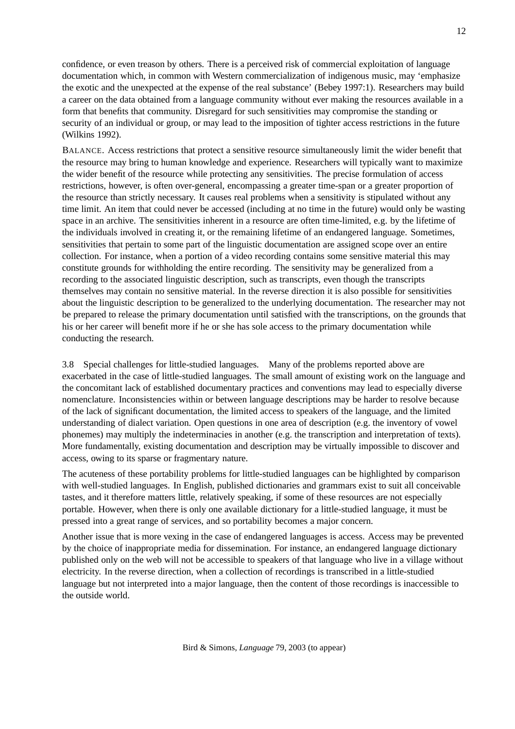confidence, or even treason by others. There is a perceived risk of commercial exploitation of language documentation which, in common with Western commercialization of indigenous music, may 'emphasize the exotic and the unexpected at the expense of the real substance' (Bebey 1997:1). Researchers may build a career on the data obtained from a language community without ever making the resources available in a form that benefits that community. Disregard for such sensitivities may compromise the standing or security of an individual or group, or may lead to the imposition of tighter access restrictions in the future (Wilkins 1992).

BALANCE. Access restrictions that protect a sensitive resource simultaneously limit the wider benefit that the resource may bring to human knowledge and experience. Researchers will typically want to maximize the wider benefit of the resource while protecting any sensitivities. The precise formulation of access restrictions, however, is often over-general, encompassing a greater time-span or a greater proportion of the resource than strictly necessary. It causes real problems when a sensitivity is stipulated without any time limit. An item that could never be accessed (including at no time in the future) would only be wasting space in an archive. The sensitivities inherent in a resource are often time-limited, e.g. by the lifetime of the individuals involved in creating it, or the remaining lifetime of an endangered language. Sometimes, sensitivities that pertain to some part of the linguistic documentation are assigned scope over an entire collection. For instance, when a portion of a video recording contains some sensitive material this may constitute grounds for withholding the entire recording. The sensitivity may be generalized from a recording to the associated linguistic description, such as transcripts, even though the transcripts themselves may contain no sensitive material. In the reverse direction it is also possible for sensitivities about the linguistic description to be generalized to the underlying documentation. The researcher may not be prepared to release the primary documentation until satisfied with the transcriptions, on the grounds that his or her career will benefit more if he or she has sole access to the primary documentation while conducting the research.

3.8 Special challenges for little-studied languages. Many of the problems reported above are exacerbated in the case of little-studied languages. The small amount of existing work on the language and the concomitant lack of established documentary practices and conventions may lead to especially diverse nomenclature. Inconsistencies within or between language descriptions may be harder to resolve because of the lack of significant documentation, the limited access to speakers of the language, and the limited understanding of dialect variation. Open questions in one area of description (e.g. the inventory of vowel phonemes) may multiply the indeterminacies in another (e.g. the transcription and interpretation of texts). More fundamentally, existing documentation and description may be virtually impossible to discover and access, owing to its sparse or fragmentary nature.

The acuteness of these portability problems for little-studied languages can be highlighted by comparison with well-studied languages. In English, published dictionaries and grammars exist to suit all conceivable tastes, and it therefore matters little, relatively speaking, if some of these resources are not especially portable. However, when there is only one available dictionary for a little-studied language, it must be pressed into a great range of services, and so portability becomes a major concern.

Another issue that is more vexing in the case of endangered languages is access. Access may be prevented by the choice of inappropriate media for dissemination. For instance, an endangered language dictionary published only on the web will not be accessible to speakers of that language who live in a village without electricity. In the reverse direction, when a collection of recordings is transcribed in a little-studied language but not interpreted into a major language, then the content of those recordings is inaccessible to the outside world.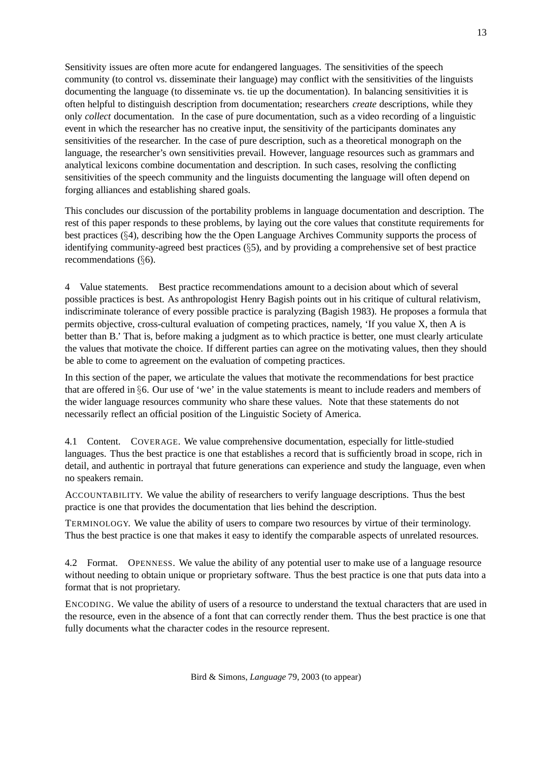Sensitivity issues are often more acute for endangered languages. The sensitivities of the speech community (to control vs. disseminate their language) may conflict with the sensitivities of the linguists documenting the language (to disseminate vs. tie up the documentation). In balancing sensitivities it is often helpful to distinguish description from documentation; researchers *create* descriptions, while they only *collect* documentation. In the case of pure documentation, such as a video recording of a linguistic event in which the researcher has no creative input, the sensitivity of the participants dominates any sensitivities of the researcher. In the case of pure description, such as a theoretical monograph on the language, the researcher's own sensitivities prevail. However, language resources such as grammars and analytical lexicons combine documentation and description. In such cases, resolving the conflicting sensitivities of the speech community and the linguists documenting the language will often depend on forging alliances and establishing shared goals.

This concludes our discussion of the portability problems in language documentation and description. The rest of this paper responds to these problems, by laying out the core values that constitute requirements for best practices (§4), describing how the the Open Language Archives Community supports the process of identifying community-agreed best practices (§5), and by providing a comprehensive set of best practice recommendations (§6).

## 4 Value statements.

Best practice recommendations amount to a decision about which of several possible practices is best. As anthropologist Henry Bagish points out in his critique of cultural relativism, indiscriminate tolerance of every possible practice is paralyzing (Bagish 1983). He proposes a formula that permits objective, cross-cultural evaluation of competing practices, namely, 'If you value X, then A is better than B.' That is, before making a judgment as to which practice is better, one must clearly articulate the values that motivate the choice. If different parties can agree on the motivating values, then they should be able to come to agreement on the evaluation of competing practices.

In this section of the paper, we articulate the values that motivate the recommendations for best practice that are offered in §6. Our use of 'we' in the value statements is meant to include readers and members of the wider language resources community who share these values. Note that these statements do not necessarily reflect an official position of the Linguistic Society of America.

### 4.1 Content.

COVERAGE. We value comprehensive documentation, especially for little-studied languages. Thus the best practice is one that establishes a record that is sufficiently broad in scope, rich in detail, and authentic in portrayal that future generations can experience and study the language, even when no speakers remain.

ACCOUNTABILITY. We value the ability of researchers to verify language descriptions. Thus the best practice is one that provides the documentation that lies behind the description.

TERMINOLOGY. We value the ability of users to compare two resources by virtue of their terminology. Thus the best practice is one that makes it easy to identify the comparable aspects of unrelated resources.

### 4.2 Format.

OPENNESS. We value the ability of any potential user to make use of a language resource without needing to obtain unique or proprietary software. Thus the best practice is one that puts data into a format that is not proprietary.

ENCODING. We value the ability of users of a resource to understand the textual characters that are used in the resource, even in the absence of a font that can correctly render them. Thus the best practice is one that fully documents what the character codes in the resource represent.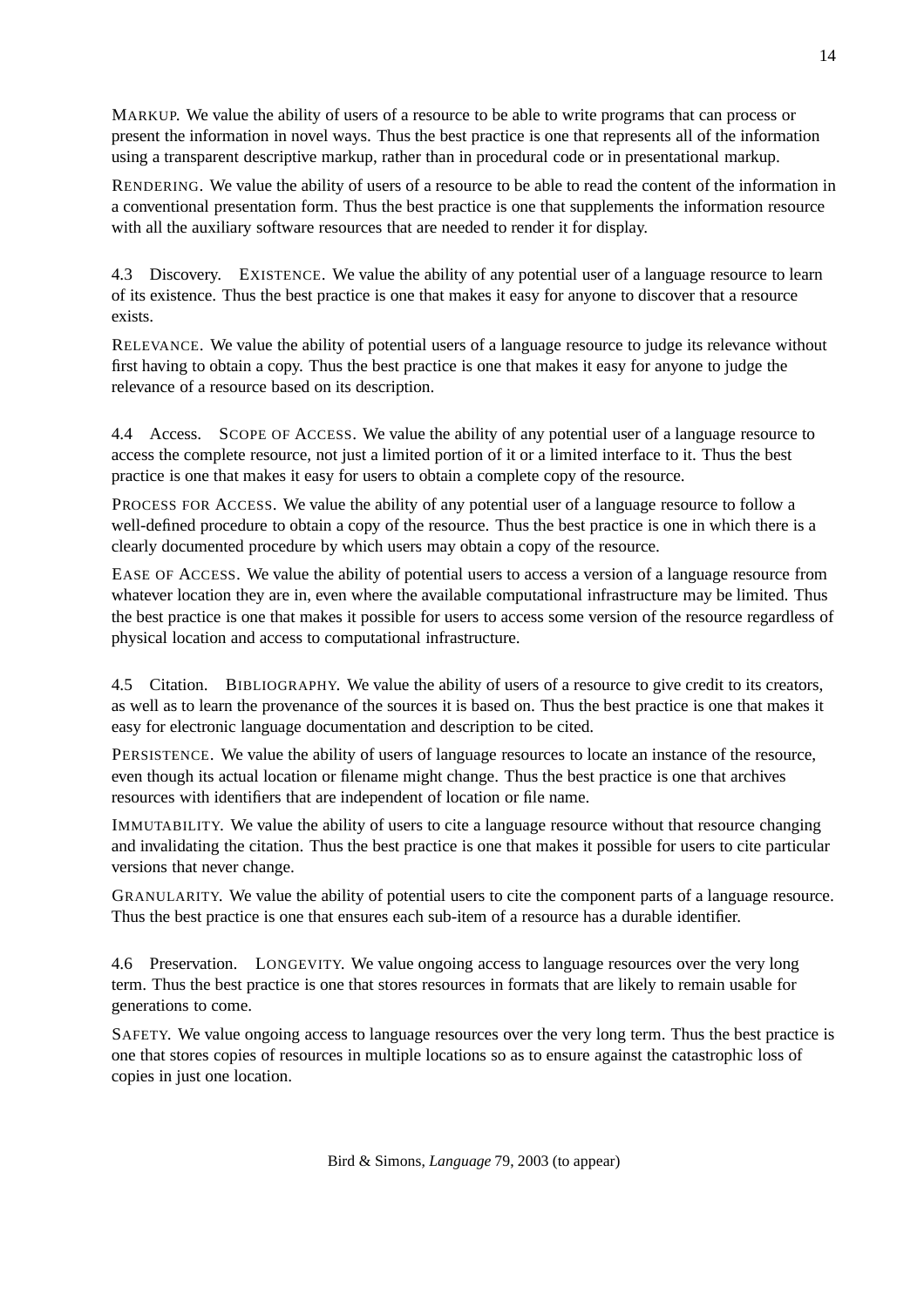MARKUP. We value the ability of users of a resource to be able to write programs that can process or present the information in novel ways. Thus the best practice is one that represents all of the information using a transparent descriptive markup, rather than in procedural code or in presentational markup.

RENDERING. We value the ability of users of a resource to be able to read the content of the information in a conventional presentation form. Thus the best practice is one that supplements the information resource with all the auxiliary software resources that are needed to render it for display.

4.3 Discovery. EXISTENCE. We value the ability of any potential user of a language resource to learn of its existence. Thus the best practice is one that makes it easy for anyone to discover that a resource exists.

RELEVANCE. We value the ability of potential users of a language resource to judge its relevance without first having to obtain a copy. Thus the best practice is one that makes it easy for anyone to judge the relevance of a resource based on its description.

4.4 Access. SCOPE OF ACCESS. We value the ability of any potential user of a language resource to access the complete resource, not just a limited portion of it or a limited interface to it. Thus the best practice is one that makes it easy for users to obtain a complete copy of the resource.

PROCESS FOR ACCESS. We value the ability of any potential user of a language resource to follow a well-defined procedure to obtain a copy of the resource. Thus the best practice is one in which there is a clearly documented procedure by which users may obtain a copy of the resource.

EASE OF ACCESS. We value the ability of potential users to access a version of a language resource from whatever location they are in, even where the available computational infrastructure may be limited. Thus the best practice is one that makes it possible for users to access some version of the resource regardless of physical location and access to computational infrastructure.

4.5 Citation. BIBLIOGRAPHY. We value the ability of users of a resource to give credit to its creators, as well as to learn the provenance of the sources it is based on. Thus the best practice is one that makes it easy for electronic language documentation and description to be cited.

PERSISTENCE. We value the ability of users of language resources to locate an instance of the resource, even though its actual location or filename might change. Thus the best practice is one that archives resources with identifiers that are independent of location or file name.

IMMUTABILITY. We value the ability of users to cite a language resource without that resource changing and invalidating the citation. Thus the best practice is one that makes it possible for users to cite particular versions that never change.

GRANULARITY. We value the ability of potential users to cite the component parts of a language resource. Thus the best practice is one that ensures each sub-item of a resource has a durable identifier.

4.6 Preservation. LONGEVITY. We value ongoing access to language resources over the very long term. Thus the best practice is one that stores resources in formats that are likely to remain usable for generations to come.

SAFETY. We value ongoing access to language resources over the very long term. Thus the best practice is one that stores copies of resources in multiple locations so as to ensure against the catastrophic loss of copies in just one location.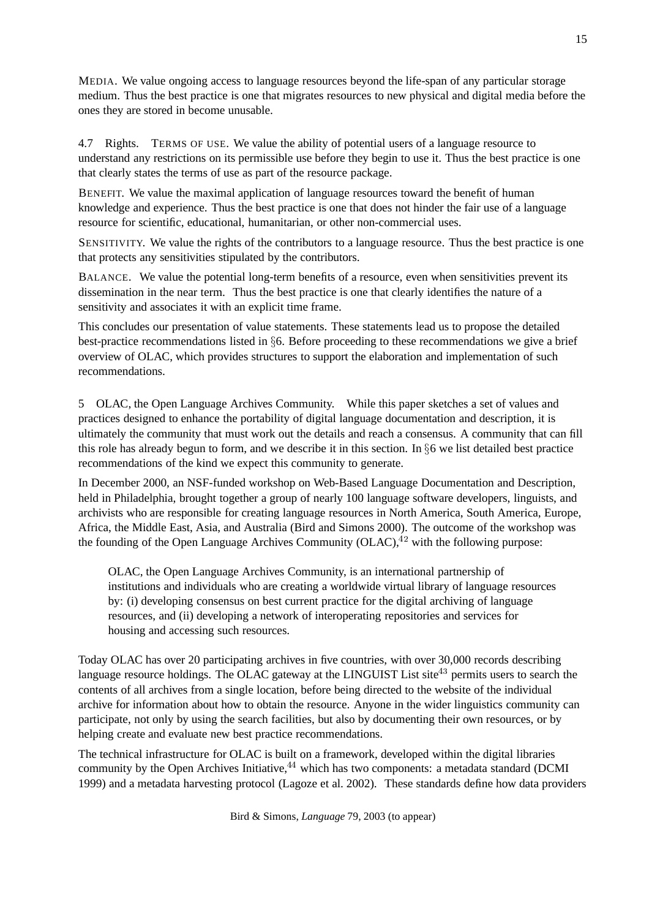MEDIA. We value ongoing access to language resources beyond the life-span of any particular storage medium. Thus the best practice is one that migrates resources to new physical and digital media before the ones they are stored in become unusable.

4.7 Rights. TERMS OF USE. We value the ability of potential users of a language resource to understand any restrictions on its permissible use before they begin to use it. Thus the best practice is one that clearly states the terms of use as part of the resource package.

BENEFIT. We value the maximal application of language resources toward the benefit of human knowledge and experience. Thus the best practice is one that does not hinder the fair use of a language resource for scientific, educational, humanitarian, or other non-commercial uses.

SENSITIVITY. We value the rights of the contributors to a language resource. Thus the best practice is one that protects any sensitivities stipulated by the contributors.

BALANCE. We value the potential long-term benefits of a resource, even when sensitivities prevent its dissemination in the near term. Thus the best practice is one that clearly identifies the nature of a sensitivity and associates it with an explicit time frame.

This concludes our presentation of value statements. These statements lead us to propose the detailed best-practice recommendations listed in §6. Before proceeding to these recommendations we give a brief overview of OLAC, which provides structures to support the elaboration and implementation of such recommendations.

5 OLAC, the Open Language Archives Community. While this paper sketches a set of values and practices designed to enhance the portability of digital language documentation and description, it is ultimately the community that must work out the details and reach a consensus. A community that can fill this role has already begun to form, and we describe it in this section. In §6 we list detailed best practice recommendations of the kind we expect this community to generate.

In December 2000, an NSF-funded workshop on Web-Based Language Documentation and Description, held in Philadelphia, brought together a group of nearly 100 language software developers, linguists, and archivists who are responsible for creating language resources in North America, South America, Europe, Africa, the Middle East, Asia, and Australia (Bird and Simons 2000). The outcome of the workshop was the founding of the Open Language Archives Community (OLAC),[42] with the following purpose:

> OLAC, the Open Language Archives Community, is an international partnership of institutions and individuals who are creating a worldwide virtual library of language resources by: (i) developing consensus on best current practice for the digital archiving of language resources, and (ii) developing a network of interoperating repositories and services for housing and accessing such resources.

Today OLAC has over 20 participating archives in five countries, with over 30,000 records describing language resource holdings. The OLAC gateway at the LINGUIST List site[43] permits users to search the contents of all archives from a single location, before being directed to the website of the individual archive for information about how to obtain the resource. Anyone in the wider linguistics community can participate, not only by using the search facilities, but also by documenting their own resources, or by helping create and evaluate new best practice recommendations.

The technical infrastructure for OLAC is built on a framework, developed within the digital libraries community by the Open Archives Initiative,[44] which has two components: a metadata standard (DCMI 1999) and a metadata harvesting protocol (Lagoze et al. 2002). These standards define how data providers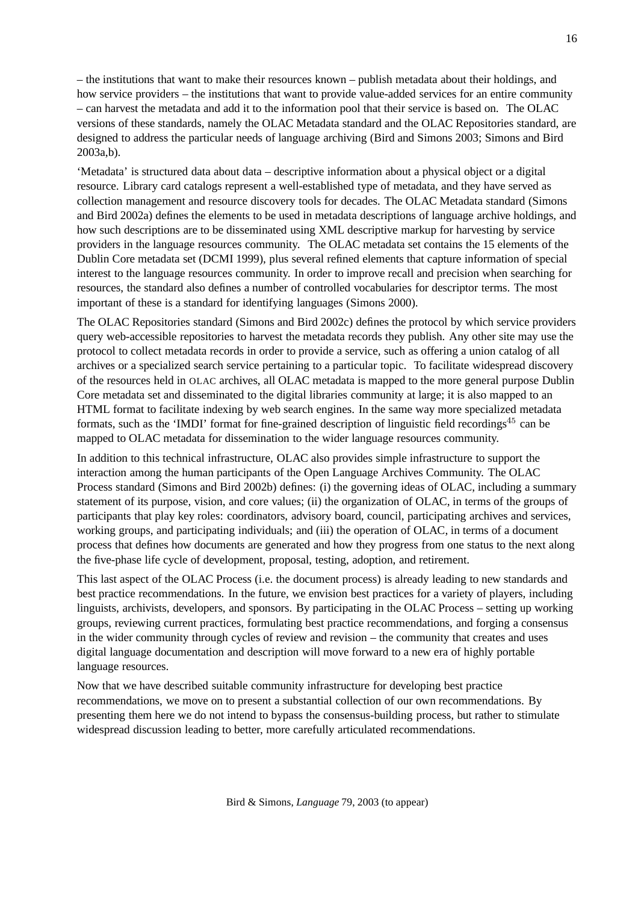– the institutions that want to make their resources known – publish metadata about their holdings, and how service providers – the institutions that want to provide value-added services for an entire community – can harvest the metadata and add it to the information pool that their service is based on. The OLAC versions of these standards, namely the OLAC Metadata standard and the OLAC Repositories standard, are designed to address the particular needs of language archiving (Bird and Simons 2003; Simons and Bird 2003a,b).

'Metadata' is structured data about data – descriptive information about a physical object or a digital resource. Library card catalogs represent a well-established type of metadata, and they have served as collection management and resource discovery tools for decades. The OLAC Metadata standard (Simons and Bird 2002a) defines the elements to be used in metadata descriptions of language archive holdings, and how such descriptions are to be disseminated using XML descriptive markup for harvesting by service providers in the language resources community. The OLAC metadata set contains the 15 elements of the Dublin Core metadata set (DCMI 1999), plus several refined elements that capture information of special interest to the language resources community. In order to improve recall and precision when searching for resources, the standard also defines a number of controlled vocabularies for descriptor terms. The most important of these is a standard for identifying languages (Simons 2000).

The OLAC Repositories standard (Simons and Bird 2002c) defines the protocol by which service providers query web-accessible repositories to harvest the metadata records they publish. Any other site may use the protocol to collect metadata records in order to provide a service, such as offering a union catalog of all archives or a specialized search service pertaining to a particular topic. To facilitate widespread discovery of the resources held in OLAC archives, all OLAC metadata is mapped to the more general purpose Dublin Core metadata set and disseminated to the digital libraries community at large; it is also mapped to an HTML format to facilitate indexing by web search engines. In the same way more specialized metadata formats, such as the 'IMDI' format for fine-grained description of linguistic field recordings[45] can be mapped to OLAC metadata for dissemination to the wider language resources community.

In addition to this technical infrastructure, OLAC also provides simple infrastructure to support the interaction among the human participants of the Open Language Archives Community. The OLAC Process standard (Simons and Bird 2002b) defines: (i) the governing ideas of OLAC, including a summary statement of its purpose, vision, and core values; (ii) the organization of OLAC, in terms of the groups of participants that play key roles: coordinators, advisory board, council, participating archives and services, working groups, and participating individuals; and (iii) the operation of OLAC, in terms of a document process that defines how documents are generated and how they progress from one status to the next along the five-phase life cycle of development, proposal, testing, adoption, and retirement.

This last aspect of the OLAC Process (i.e. the document process) is already leading to new standards and best practice recommendations. In the future, we envision best practices for a variety of players, including linguists, archivists, developers, and sponsors. By participating in the OLAC Process – setting up working groups, reviewing current practices, formulating best practice recommendations, and forging a consensus in the wider community through cycles of review and revision – the community that creates and uses digital language documentation and description will move forward to a new era of highly portable language resources.

Now that we have described suitable community infrastructure for developing best practice recommendations, we move on to present a substantial collection of our own recommendations. By presenting them here we do not intend to bypass the consensus-building process, but rather to stimulate widespread discussion leading to better, more carefully articulated recommendations.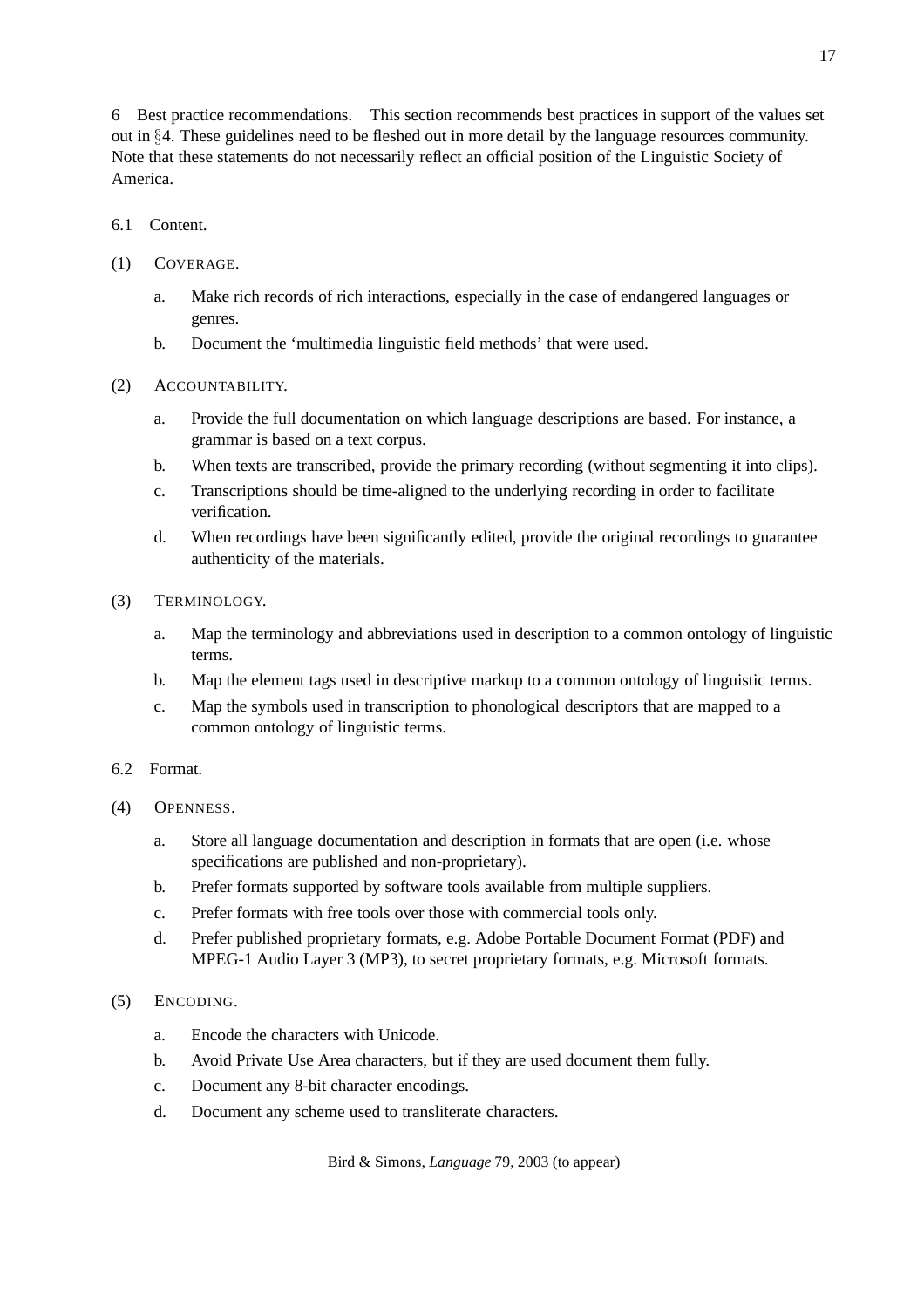## 6 Best practice recommendations.

This section recommends best practices in support of the values set out in §4. These guidelines need to be fleshed out in more detail by the language resources community. Note that these statements do not necessarily reflect an official position of the Linguistic Society of America.

### 6.1 Content.

(1) COVERAGE.

a. Make rich records of rich interactions, especially in the case of endangered languages or genres.

b. Document the 'multimedia linguistic field methods' that were used.

(2) ACCOUNTABILITY.

a. Provide the full documentation on which language descriptions are based. For instance, a grammar is based on a text corpus.

b. When texts are transcribed, provide the primary recording (without segmenting it into clips).

c. Transcriptions should be time-aligned to the underlying recording in order to facilitate verification.

d. When recordings have been significantly edited, provide the original recordings to guarantee authenticity of the materials.

(3) TERMINOLOGY.

a. Map the terminology and abbreviations used in description to a common ontology of linguistic terms.

b. Map the element tags used in descriptive markup to a common ontology of linguistic terms.

c. Map the symbols used in transcription to phonological descriptors that are mapped to a common ontology of linguistic terms.

### 6.2 Format.

(4) OPENNESS.

a. Store all language documentation and description in formats that are open (i.e. whose specifications are published and non-proprietary).

b. Prefer formats supported by software tools available from multiple suppliers.

c. Prefer formats with free tools over those with commercial tools only.

d. Prefer published proprietary formats, e.g. Adobe Portable Document Format (PDF) and MPEG-1 Audio Layer 3 (MP3), to secret proprietary formats, e.g. Microsoft formats.

(5) ENCODING.

a. Encode the characters with Unicode.

b. Avoid Private Use Area characters, but if they are used document them fully.

c. Document any 8-bit character encodings.

d. Document any scheme used to transliterate characters.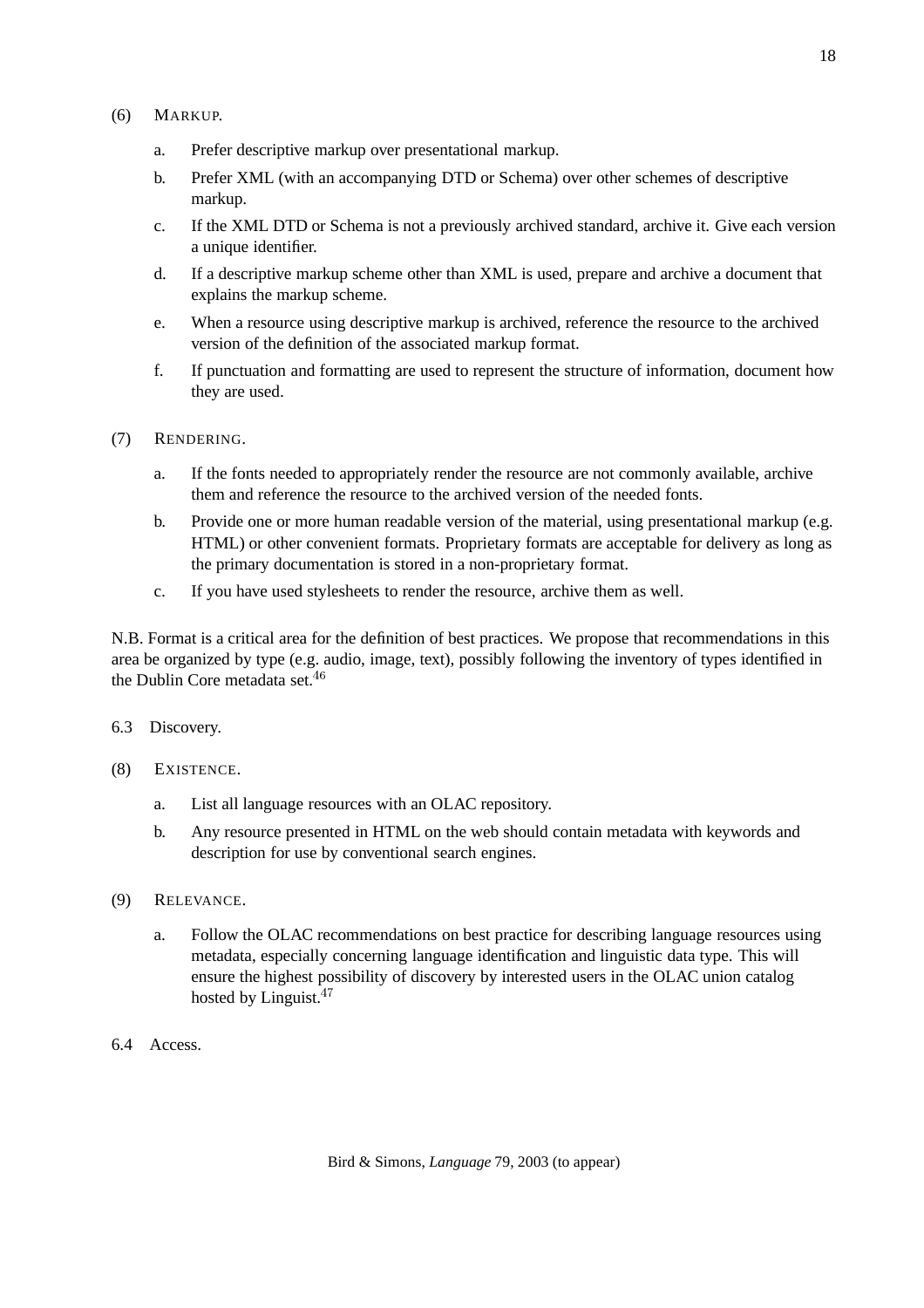(6) MARKUP.

a. Prefer descriptive markup over presentational markup.

b. Prefer XML (with an accompanying DTD or Schema) over other schemes of descriptive markup.

c. If the XML DTD or Schema is not a previously archived standard, archive it. Give each version a unique identifier.

d. If a descriptive markup scheme other than XML is used, prepare and archive a document that explains the markup scheme.

e. When a resource using descriptive markup is archived, reference the resource to the archived version of the definition of the associated markup format.

f. If punctuation and formatting are used to represent the structure of information, document how they are used.

(7) RENDERING.

a. If the fonts needed to appropriately render the resource are not commonly available, archive them and reference the resource to the archived version of the needed fonts.

b. Provide one or more human readable version of the material, using presentational markup (e.g. HTML) or other convenient formats. Proprietary formats are acceptable for delivery as long as the primary documentation is stored in a non-proprietary format.

c. If you have used stylesheets to render the resource, archive them as well.

N.B. Format is a critical area for the definition of best practices. We propose that recommendations in this area be organized by type (e.g. audio, image, text), possibly following the inventory of types identified in the Dublin Core metadata set.[46]

## 6.3 Discovery.

(8) EXISTENCE.

a. List all language resources with an OLAC repository.

b. Any resource presented in HTML on the web should contain metadata with keywords and description for use by conventional search engines.

(9) RELEVANCE.

a. Follow the OLAC recommendations on best practice for describing language resources using metadata, especially concerning language identification and linguistic data type. This will ensure the highest possibility of discovery by interested users in the OLAC union catalog hosted by Linguist.[47]

## 6.4 Access.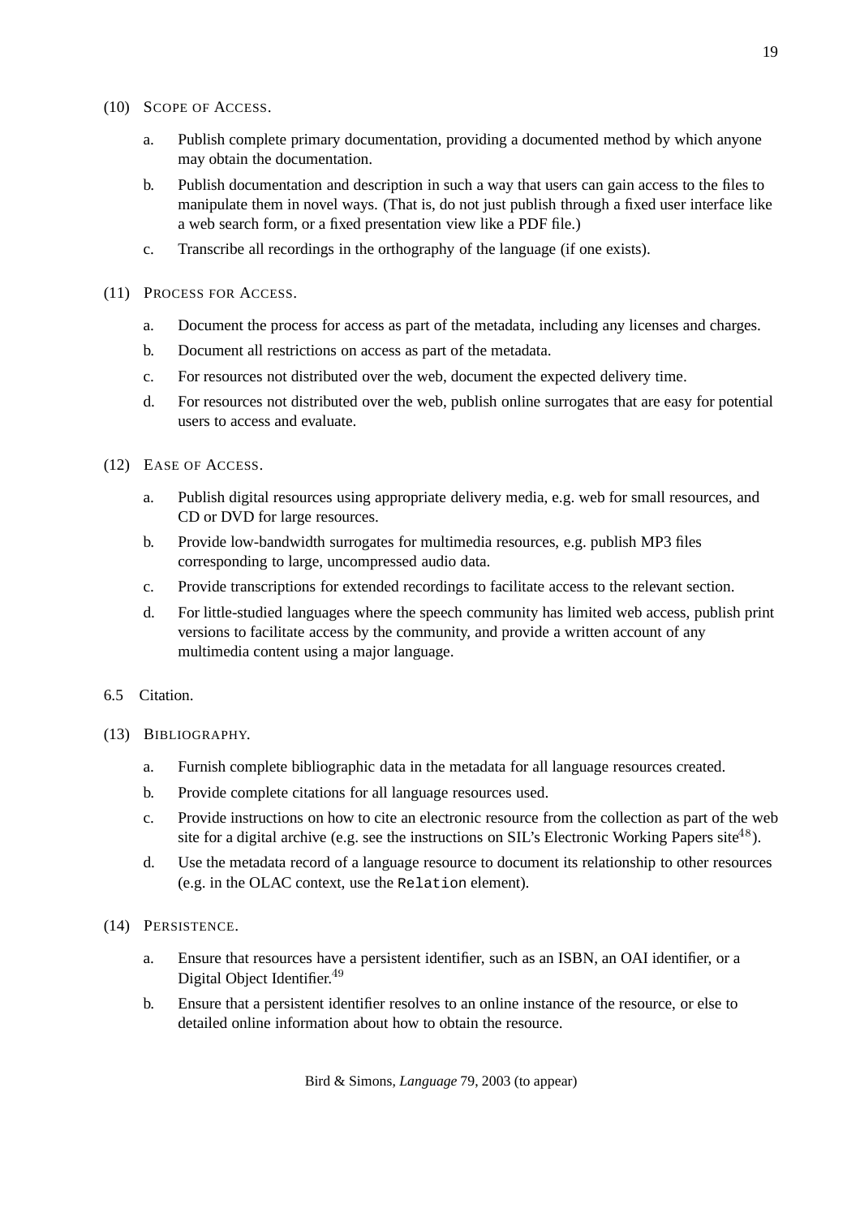(10) SCOPE OF ACCESS.

a. Publish complete primary documentation, providing a documented method by which anyone may obtain the documentation.

b. Publish documentation and description in such a way that users can gain access to the files to manipulate them in novel ways. (That is, do not just publish through a fixed user interface like a web search form, or a fixed presentation view like a PDF file.)

c. Transcribe all recordings in the orthography of the language (if one exists).

(11) PROCESS FOR ACCESS.

a. Document the process for access as part of the metadata, including any licenses and charges.

b. Document all restrictions on access as part of the metadata.

c. For resources not distributed over the web, document the expected delivery time.

d. For resources not distributed over the web, publish online surrogates that are easy for potential users to access and evaluate.

(12) EASE OF ACCESS.

a. Publish digital resources using appropriate delivery media, e.g. web for small resources, and CD or DVD for large resources.

b. Provide low-bandwidth surrogates for multimedia resources, e.g. publish MP3 files corresponding to large, uncompressed audio data.

c. Provide transcriptions for extended recordings to facilitate access to the relevant section.

d. For little-studied languages where the speech community has limited web access, publish print versions to facilitate access by the community, and provide a written account of any multimedia content using a major language.

6.5 Citation.

(13) BIBLIOGRAPHY.

a. Furnish complete bibliographic data in the metadata for all language resources created.

b. Provide complete citations for all language resources used.

c. Provide instructions on how to cite an electronic resource from the collection as part of the web site for a digital archive (e.g. see the instructions on SIL's Electronic Working Papers site[48]).

d. Use the metadata record of a language resource to document its relationship to other resources (e.g. in the OLAC context, use the `Relation` element).

(14) PERSISTENCE.

a. Ensure that resources have a persistent identifier, such as an ISBN, an OAI identifier, or a Digital Object Identifier.[49]

b. Ensure that a persistent identifier resolves to an online instance of the resource, or else to detailed online information about how to obtain the resource.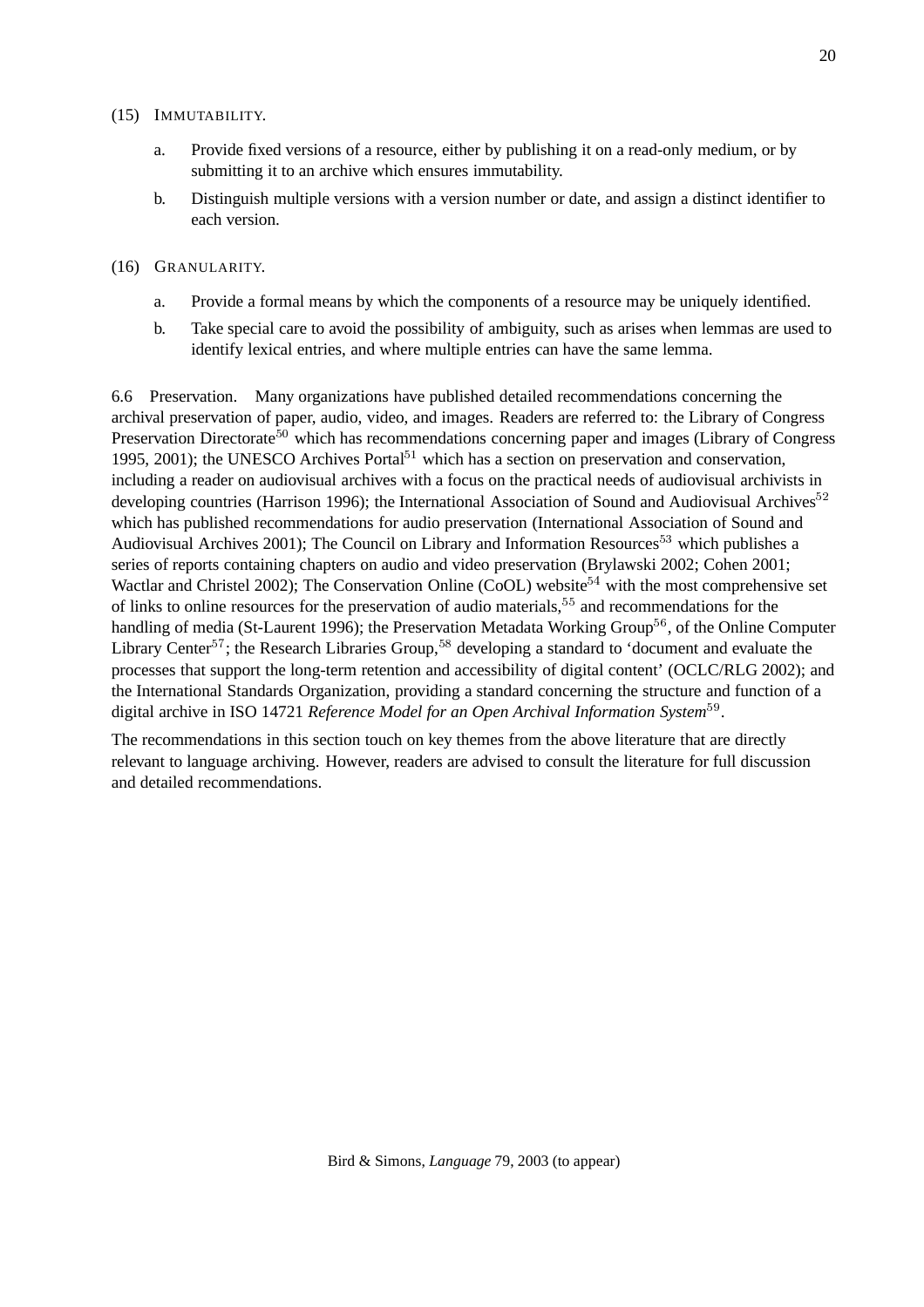(15) IMMUTABILITY.

a. Provide fixed versions of a resource, either by publishing it on a read-only medium, or by submitting it to an archive which ensures immutability.

b. Distinguish multiple versions with a version number or date, and assign a distinct identifier to each version.

(16) GRANULARITY.

a. Provide a formal means by which the components of a resource may be uniquely identified.

b. Take special care to avoid the possibility of ambiguity, such as arises when lemmas are used to identify lexical entries, and where multiple entries can have the same lemma.

6.6 Preservation. Many organizations have published detailed recommendations concerning the archival preservation of paper, audio, video, and images. Readers are referred to: the Library of Congress Preservation Directorate[50] which has recommendations concerning paper and images (Library of Congress 1995, 2001); the UNESCO Archives Portal[51] which has a section on preservation and conservation, including a reader on audiovisual archives with a focus on the practical needs of audiovisual archivists in developing countries (Harrison 1996); the International Association of Sound and Audiovisual Archives[52] which has published recommendations for audio preservation (International Association of Sound and Audiovisual Archives 2001); The Council on Library and Information Resources[53] which publishes a series of reports containing chapters on audio and video preservation (Brylawski 2002; Cohen 2001; Wactlar and Christel 2002); The Conservation Online (CoOL) website[54] with the most comprehensive set of links to online resources for the preservation of audio materials,[55] and recommendations for the handling of media (St-Laurent 1996); the Preservation Metadata Working Group[56], of the Online Computer Library Center[57]; the Research Libraries Group,[58] developing a standard to 'document and evaluate the processes that support the long-term retention and accessibility of digital content' (OCLC/RLG 2002); and the International Standards Organization, providing a standard concerning the structure and function of a digital archive in ISO 14721 *Reference Model for an Open Archival Information System*[59].

The recommendations in this section touch on key themes from the above literature that are directly relevant to language archiving. However, readers are advised to consult the literature for full discussion and detailed recommendations.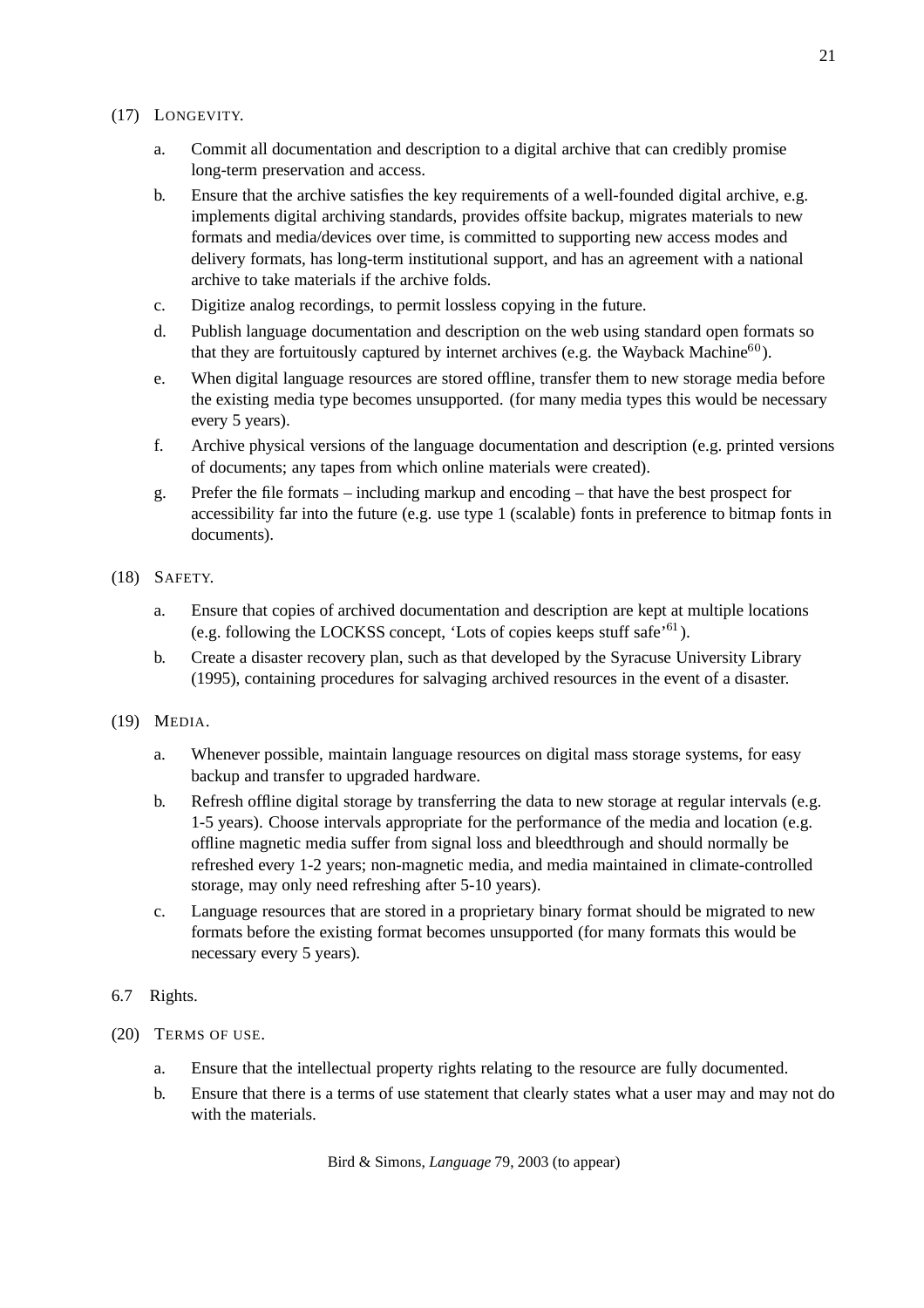(17) LONGEVITY.

a. Commit all documentation and description to a digital archive that can credibly promise long-term preservation and access.

b. Ensure that the archive satisfies the key requirements of a well-founded digital archive, e.g. implements digital archiving standards, provides offsite backup, migrates materials to new formats and media/devices over time, is committed to supporting new access modes and delivery formats, has long-term institutional support, and has an agreement with a national archive to take materials if the archive folds.

c. Digitize analog recordings, to permit lossless copying in the future.

d. Publish language documentation and description on the web using standard open formats so that they are fortuitously captured by internet archives (e.g. the Wayback Machine[60]).

e. When digital language resources are stored offline, transfer them to new storage media before the existing media type becomes unsupported. (for many media types this would be necessary every 5 years).

f. Archive physical versions of the language documentation and description (e.g. printed versions of documents; any tapes from which online materials were created).

g. Prefer the file formats – including markup and encoding – that have the best prospect for accessibility far into the future (e.g. use type 1 (scalable) fonts in preference to bitmap fonts in documents).

(18) SAFETY.

a. Ensure that copies of archived documentation and description are kept at multiple locations (e.g. following the LOCKSS concept, 'Lots of copies keeps stuff safe'[61]).

b. Create a disaster recovery plan, such as that developed by the Syracuse University Library (1995), containing procedures for salvaging archived resources in the event of a disaster.

(19) MEDIA.

a. Whenever possible, maintain language resources on digital mass storage systems, for easy backup and transfer to upgraded hardware.

b. Refresh offline digital storage by transferring the data to new storage at regular intervals (e.g. 1-5 years). Choose intervals appropriate for the performance of the media and location (e.g. offline magnetic media suffer from signal loss and bleedthrough and should normally be refreshed every 1-2 years; non-magnetic media, and media maintained in climate-controlled storage, may only need refreshing after 5-10 years).

c. Language resources that are stored in a proprietary binary format should be migrated to new formats before the existing format becomes unsupported (for many formats this would be necessary every 5 years).

## 6.7 Rights.

(20) TERMS OF USE.

a. Ensure that the intellectual property rights relating to the resource are fully documented.

b. Ensure that there is a terms of use statement that clearly states what a user may and may not do with the materials.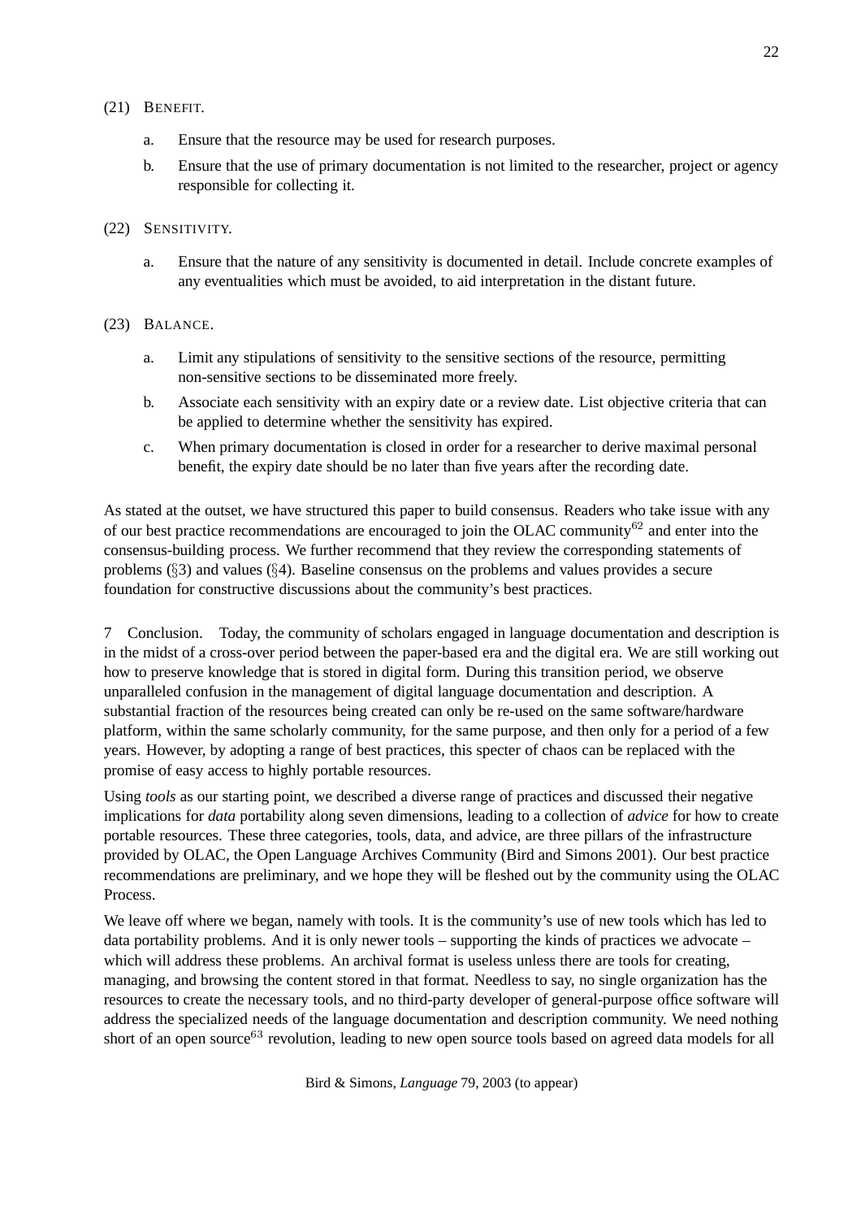(21) BENEFIT.

a. Ensure that the resource may be used for research purposes.

b. Ensure that the use of primary documentation is not limited to the researcher, project or agency responsible for collecting it.

(22) SENSITIVITY.

a. Ensure that the nature of any sensitivity is documented in detail. Include concrete examples of any eventualities which must be avoided, to aid interpretation in the distant future.

(23) BALANCE.

a. Limit any stipulations of sensitivity to the sensitive sections of the resource, permitting non-sensitive sections to be disseminated more freely.

b. Associate each sensitivity with an expiry date or a review date. List objective criteria that can be applied to determine whether the sensitivity has expired.

c. When primary documentation is closed in order for a researcher to derive maximal personal benefit, the expiry date should be no later than five years after the recording date.

As stated at the outset, we have structured this paper to build consensus. Readers who take issue with any of our best practice recommendations are encouraged to join the OLAC community[62] and enter into the consensus-building process. We further recommend that they review the corresponding statements of problems (§3) and values (§4). Baseline consensus on the problems and values provides a secure foundation for constructive discussions about the community's best practices.

7 Conclusion. Today, the community of scholars engaged in language documentation and description is in the midst of a cross-over period between the paper-based era and the digital era. We are still working out how to preserve knowledge that is stored in digital form. During this transition period, we observe unparalleled confusion in the management of digital language documentation and description. A substantial fraction of the resources being created can only be re-used on the same software/hardware platform, within the same scholarly community, for the same purpose, and then only for a period of a few years. However, by adopting a range of best practices, this specter of chaos can be replaced with the promise of easy access to highly portable resources.

Using *tools* as our starting point, we described a diverse range of practices and discussed their negative implications for *data* portability along seven dimensions, leading to a collection of *advice* for how to create portable resources. These three categories, tools, data, and advice, are three pillars of the infrastructure provided by OLAC, the Open Language Archives Community (Bird and Simons 2001). Our best practice recommendations are preliminary, and we hope they will be fleshed out by the community using the OLAC Process.

We leave off where we began, namely with tools. It is the community's use of new tools which has led to data portability problems. And it is only newer tools – supporting the kinds of practices we advocate – which will address these problems. An archival format is useless unless there are tools for creating, managing, and browsing the content stored in that format. Needless to say, no single organization has the resources to create the necessary tools, and no third-party developer of general-purpose office software will address the specialized needs of the language documentation and description community. We need nothing short of an open source[63] revolution, leading to new open source tools based on agreed data models for all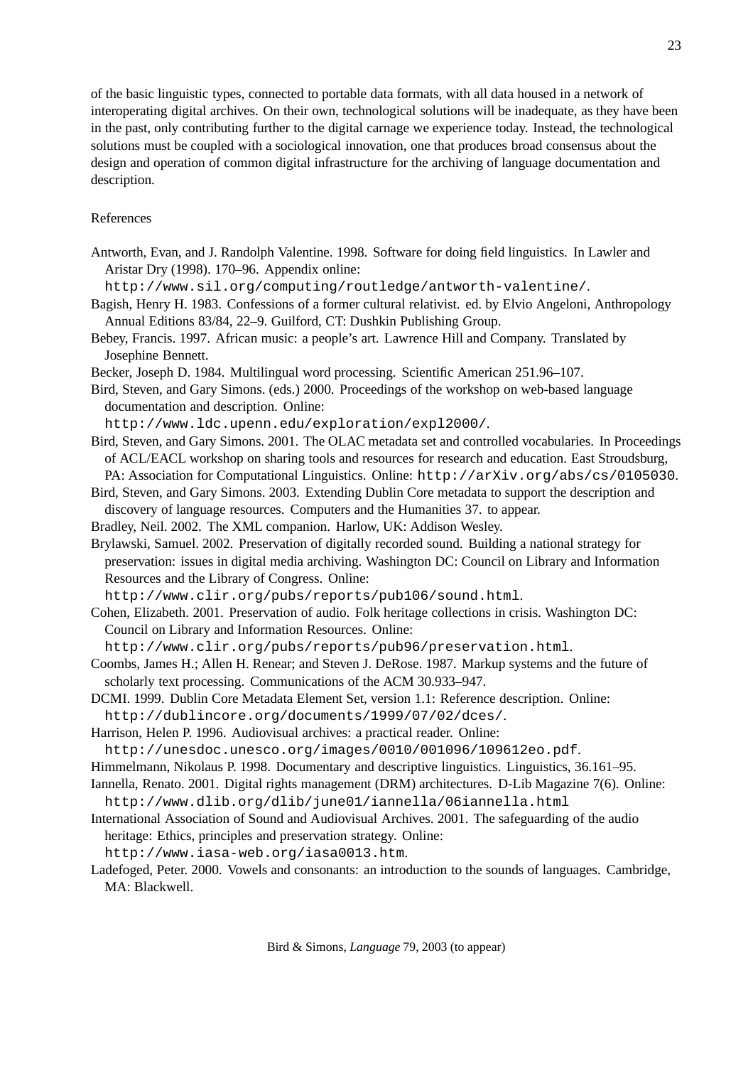of the basic linguistic types, connected to portable data formats, with all data housed in a network of interoperating digital archives. On their own, technological solutions will be inadequate, as they have been in the past, only contributing further to the digital carnage we experience today. Instead, the technological solutions must be coupled with a sociological innovation, one that produces broad consensus about the design and operation of common digital infrastructure for the archiving of language documentation and description.

## References

Antworth, Evan, and J. Randolph Valentine. 1998. Software for doing field linguistics. In Lawler and Aristar Dry (1998). 170–96. Appendix online: `http://www.sil.org/computing/routledge/antworth-valentine/`.

Bagish, Henry H. 1983. Confessions of a former cultural relativist. ed. by Elvio Angeloni, Anthropology Annual Editions 83/84, 22–9. Guilford, CT: Dushkin Publishing Group.

Bebey, Francis. 1997. African music: a people's art. Lawrence Hill and Company. Translated by Josephine Bennett.

Becker, Joseph D. 1984. Multilingual word processing. Scientific American 251.96–107.

Bird, Steven, and Gary Simons. (eds.) 2000. Proceedings of the workshop on web-based language documentation and description. Online: `http://www.ldc.upenn.edu/exploration/expl2000/`.

Bird, Steven, and Gary Simons. 2001. The OLAC metadata set and controlled vocabularies. In Proceedings of ACL/EACL workshop on sharing tools and resources for research and education. East Stroudsburg, PA: Association for Computational Linguistics. Online: `http://arXiv.org/abs/cs/0105030`.

Bird, Steven, and Gary Simons. 2003. Extending Dublin Core metadata to support the description and discovery of language resources. Computers and the Humanities 37. to appear.

Bradley, Neil. 2002. The XML companion. Harlow, UK: Addison Wesley.

Brylawski, Samuel. 2002. Preservation of digitally recorded sound. Building a national strategy for preservation: issues in digital media archiving. Washington DC: Council on Library and Information Resources and the Library of Congress. Online: `http://www.clir.org/pubs/reports/pub106/sound.html`.

Cohen, Elizabeth. 2001. Preservation of audio. Folk heritage collections in crisis. Washington DC: Council on Library and Information Resources. Online: `http://www.clir.org/pubs/reports/pub96/preservation.html`.

Coombs, James H.; Allen H. Renear; and Steven J. DeRose. 1987. Markup systems and the future of scholarly text processing. Communications of the ACM 30.933–947.

DCMI. 1999. Dublin Core Metadata Element Set, version 1.1: Reference description. Online: `http://dublincore.org/documents/1999/07/02/dces/`.

Harrison, Helen P. 1996. Audiovisual archives: a practical reader. Online: `http://unesdoc.unesco.org/images/0010/001096/109612eo.pdf`.

Himmelmann, Nikolaus P. 1998. Documentary and descriptive linguistics. Linguistics, 36.161–95.

Iannella, Renato. 2001. Digital rights management (DRM) architectures. D-Lib Magazine 7(6). Online: `http://www.dlib.org/dlib/june01/iannella/06iannella.html`

International Association of Sound and Audiovisual Archives. 2001. The safeguarding of the audio heritage: Ethics, principles and preservation strategy. Online: `http://www.iasa-web.org/iasa0013.htm`.

Ladefoged, Peter. 2000. Vowels and consonants: an introduction to the sounds of languages. Cambridge, MA: Blackwell.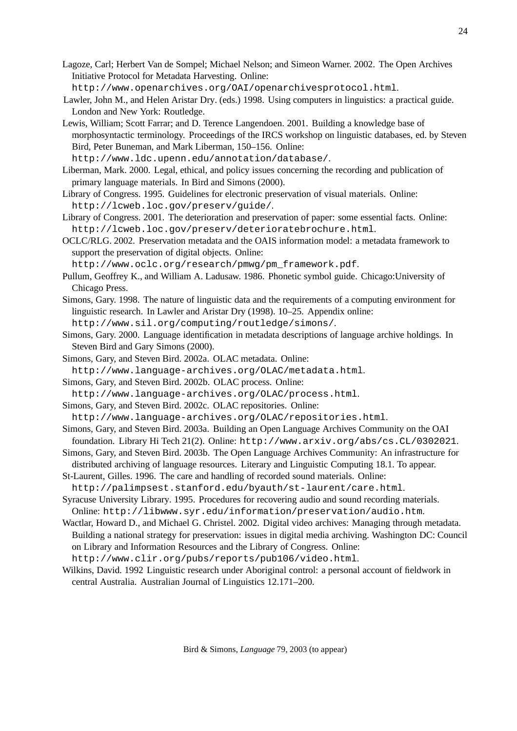Lagoze, Carl; Herbert Van de Sompel; Michael Nelson; and Simeon Warner. 2002. The Open Archives Initiative Protocol for Metadata Harvesting. Online: `http://www.openarchives.org/OAI/openarchivesprotocol.html`.

Lawler, John M., and Helen Aristar Dry. (eds.) 1998. Using computers in linguistics: a practical guide. London and New York: Routledge.

Lewis, William; Scott Farrar; and D. Terence Langendoen. 2001. Building a knowledge base of morphosyntactic terminology. Proceedings of the IRCS workshop on linguistic databases, ed. by Steven Bird, Peter Buneman, and Mark Liberman, 150–156. Online: `http://www.ldc.upenn.edu/annotation/database/`.

Liberman, Mark. 2000. Legal, ethical, and policy issues concerning the recording and publication of primary language materials. In Bird and Simons (2000).

Library of Congress. 1995. Guidelines for electronic preservation of visual materials. Online: `http://lcweb.loc.gov/preserv/guide/`.

Library of Congress. 2001. The deterioration and preservation of paper: some essential facts. Online: `http://lcweb.loc.gov/preserv/deterioratebrochure.html`.

OCLC/RLG. 2002. Preservation metadata and the OAIS information model: a metadata framework to support the preservation of digital objects. Online: `http://www.oclc.org/research/pmwg/pm_framework.pdf`.

Pullum, Geoffrey K., and William A. Ladusaw. 1986. Phonetic symbol guide. Chicago:University of Chicago Press.

Simons, Gary. 1998. The nature of linguistic data and the requirements of a computing environment for linguistic research. In Lawler and Aristar Dry (1998). 10–25. Appendix online: `http://www.sil.org/computing/routledge/simons/`.

Simons, Gary. 2000. Language identification in metadata descriptions of language archive holdings. In Steven Bird and Gary Simons (2000).

Simons, Gary, and Steven Bird. 2002a. OLAC metadata. Online: `http://www.language-archives.org/OLAC/metadata.html`.

Simons, Gary, and Steven Bird. 2002b. OLAC process. Online: `http://www.language-archives.org/OLAC/process.html`.

Simons, Gary, and Steven Bird. 2002c. OLAC repositories. Online: `http://www.language-archives.org/OLAC/repositories.html`.

Simons, Gary, and Steven Bird. 2003a. Building an Open Language Archives Community on the OAI foundation. Library Hi Tech 21(2). Online: `http://www.arxiv.org/abs/cs.CL/0302021`.

Simons, Gary, and Steven Bird. 2003b. The Open Language Archives Community: An infrastructure for distributed archiving of language resources. Literary and Linguistic Computing 18.1. To appear.

St-Laurent, Gilles. 1996. The care and handling of recorded sound materials. Online: `http://palimpsest.stanford.edu/byauth/st-laurent/care.html`.

Syracuse University Library. 1995. Procedures for recovering audio and sound recording materials. Online: `http://libwww.syr.edu/information/preservation/audio.htm`.

Wactlar, Howard D., and Michael G. Christel. 2002. Digital video archives: Managing through metadata. Building a national strategy for preservation: issues in digital media archiving. Washington DC: Council on Library and Information Resources and the Library of Congress. Online: `http://www.clir.org/pubs/reports/pub106/video.html`.

Wilkins, David. 1992 Linguistic research under Aboriginal control: a personal account of fieldwork in central Australia. Australian Journal of Linguistics 12.171–200.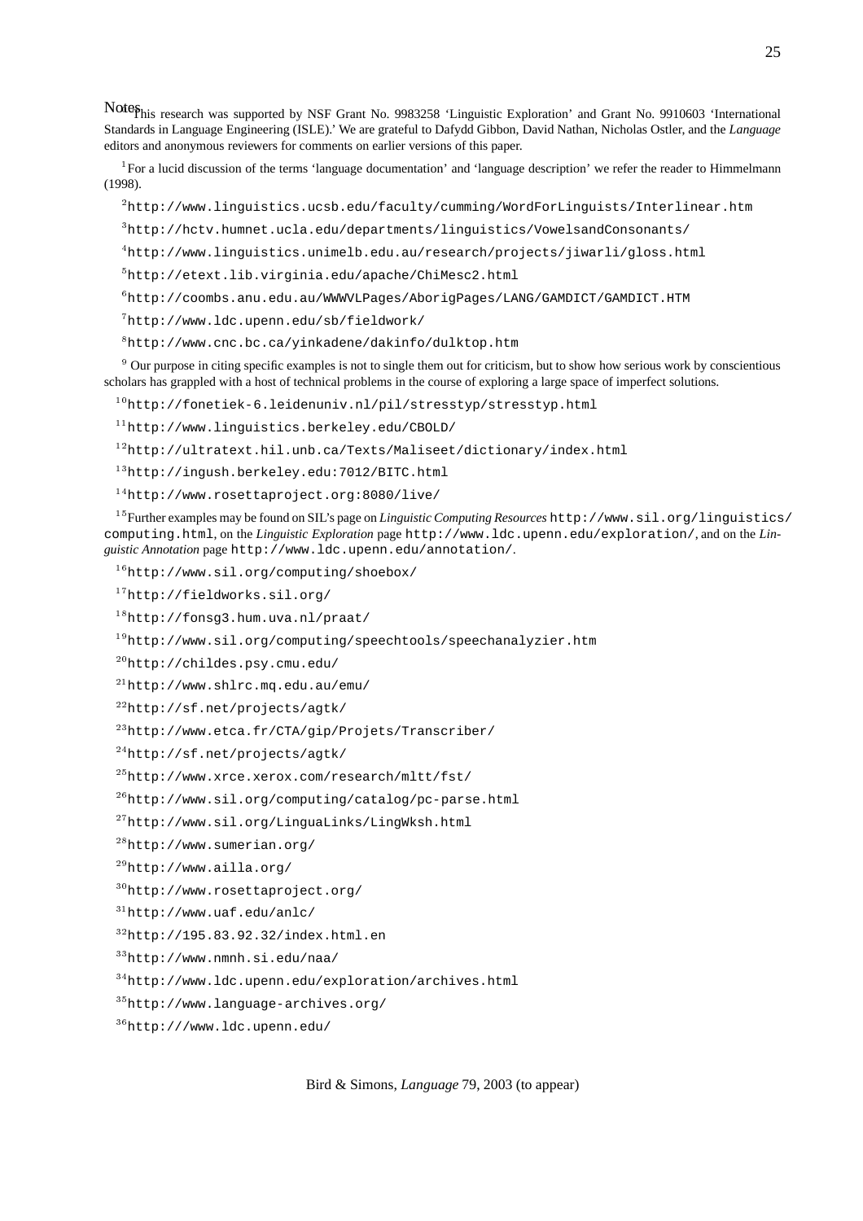# Notes

This research was supported by NSF Grant No. 9983258 'Linguistic Exploration' and Grant No. 9910603 'International Standards in Language Engineering (ISLE).' We are grateful to Dafydd Gibbon, David Nathan, Nicholas Ostler, and the *Language* editors and anonymous reviewers for comments on earlier versions of this paper.

[1] For a lucid discussion of the terms 'language documentation' and 'language description' we refer the reader to Himmelmann (1998).

[2] `http://www.linguistics.ucsb.edu/faculty/cumming/WordForLinguists/Interlinear.htm`

[3] `http://hctv.humnet.ucla.edu/departments/linguistics/VowelsandConsonants/`

[4] `http://www.linguistics.unimelb.edu.au/research/projects/jiwarli/gloss.html`

[5] `http://etext.lib.virginia.edu/apache/ChiMesc2.html`

[6] `http://coombs.anu.edu.au/WWWVLPages/AborigPages/LANG/GAMDICT/GAMDICT.HTM`

[7] `http://www.ldc.upenn.edu/sb/fieldwork/`

[8] `http://www.cnc.bc.ca/yinkadene/dakinfo/dulktop.htm`

[9] Our purpose in citing specific examples is not to single them out for criticism, but to show how serious work by conscientious scholars has grappled with a host of technical problems in the course of exploring a large space of imperfect solutions.

[10] `http://fonetiek-6.leidenuniv.nl/pil/stresstyp/stresstyp.html`

[11] `http://www.linguistics.berkeley.edu/CBOLD/`

[12] `http://ultratext.hil.unb.ca/Texts/Maliseet/dictionary/index.html`

[13] `http://ingush.berkeley.edu:7012/BITC.html`

[14] `http://www.rosettaproject.org:8080/live/`

[15] Further examples may be found on SIL's page on *Linguistic Computing Resources* `http://www.sil.org/linguistics/computing.html`, on the *Linguistic Exploration* page `http://www.ldc.upenn.edu/exploration/`, and on the *Linguistic Annotation* page `http://www.ldc.upenn.edu/annotation/`.

[16] `http://www.sil.org/computing/shoebox/`

[17] `http://fieldworks.sil.org/`

[18] `http://fonsg3.hum.uva.nl/praat/`

[19] `http://www.sil.org/computing/speechtools/speechanalyzier.htm`

[20] `http://childes.psy.cmu.edu/`

[21] `http://www.shlrc.mq.edu.au/emu/`

[22] `http://sf.net/projects/agtk/`

[23] `http://www.etca.fr/CTA/gip/Projets/Transcriber/`

[24] `http://sf.net/projects/agtk/`

[25] `http://www.xrce.xerox.com/research/mltt/fst/`

[26] `http://www.sil.org/computing/catalog/pc-parse.html`

[27] `http://www.sil.org/LinguaLinks/LingWksh.html`

[28] `http://www.sumerian.org/`

[29] `http://www.ailla.org/`

[30] `http://www.rosettaproject.org/`

[31] `http://www.uaf.edu/anlc/`

[32] `http://195.83.92.32/index.html.en`

[33] `http://www.nmnh.si.edu/naa/`

[34] `http://www.ldc.upenn.edu/exploration/archives.html`

[35] `http://www.language-archives.org/`

[36] `http:///www.ldc.upenn.edu/`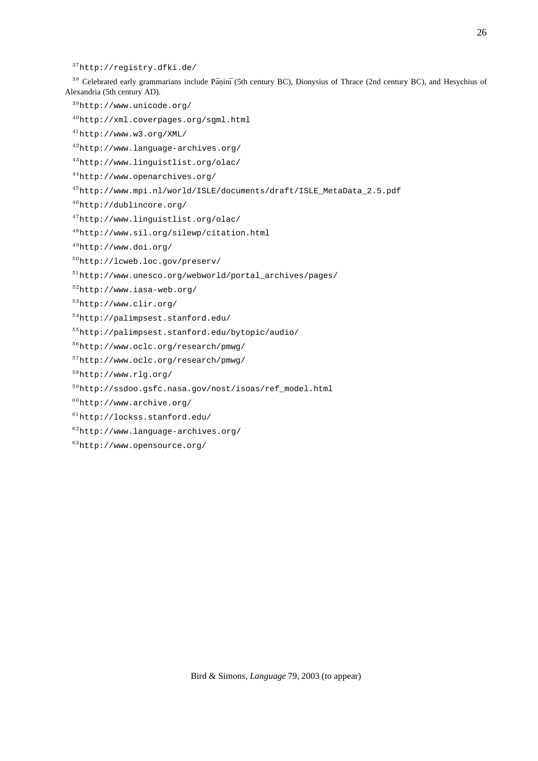[37]http://registry.dfki.de/

[38] Celebrated early grammarians include Pāṇini (5th century BC), Dionysius of Thrace (2nd century BC), and Hesychius of Alexandria (5th century AD).

[39]http://www.unicode.org/

[40]http://xml.coverpages.org/sgml.html

[41]http://www.w3.org/XML/

[42]http://www.language-archives.org/

[43]http://www.linguistlist.org/olac/

[44]http://www.openarchives.org/

[45]http://www.mpi.nl/world/ISLE/documents/draft/ISLE_MetaData_2.5.pdf

[46]http://dublincore.org/

[47]http://www.linguistlist.org/olac/

[48]http://www.sil.org/silewp/citation.html

[49]http://www.doi.org/

[50]http://lcweb.loc.gov/preserv/

[51]http://www.unesco.org/webworld/portal_archives/pages/

[52]http://www.iasa-web.org/

[53]http://www.clir.org/

[54]http://palimpsest.stanford.edu/

[55]http://palimpsest.stanford.edu/bytopic/audio/

[56]http://www.oclc.org/research/pmwg/

[57]http://www.oclc.org/research/pmwg/

[58]http://www.rlg.org/

[59]http://ssdoo.gsfc.nasa.gov/nost/isoas/ref_model.html

[60]http://www.archive.org/

[61]http://lockss.stanford.edu/

[62]http://www.language-archives.org/

[63]http://www.opensource.org/